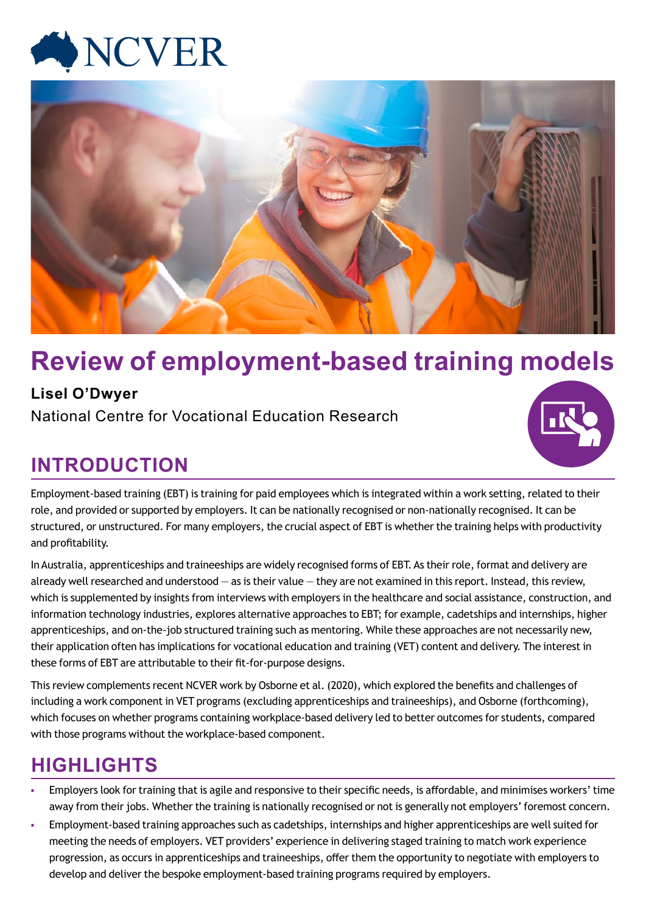# Review of employment-based training models

**Lisel O'Dwyer**

National Centre for Vocational Education Research

## INTRODUCTION

Employment-based training (EBT) is training for paid employees which is integrated within a work setting, related to their role, and provided or supported by employers. It can be nationally recognised or non-nationally recognised. It can be structured, or unstructured. For many employers, the crucial aspect of EBT is whether the training helps with productivity and profitability.

In Australia, apprenticeships and traineeships are widely recognised forms of EBT. As their role, format and delivery are already well researched and understood — as is their value — they are not examined in this report. Instead, this review, which is supplemented by insights from interviews with employers in the healthcare and social assistance, construction, and information technology industries, explores alternative approaches to EBT; for example, cadetships and internships, higher apprenticeships, and on-the-job structured training such as mentoring. While these approaches are not necessarily new, their application often has implications for vocational education and training (VET) content and delivery. The interest in these forms of EBT are attributable to their fit-for-purpose designs.

This review complements recent NCVER work by Osborne et al. (2020), which explored the benefits and challenges of including a work component in VET programs (excluding apprenticeships and traineeships), and Osborne (forthcoming), which focuses on whether programs containing workplace-based delivery led to better outcomes for students, compared with those programs without the workplace-based component.

## HIGHLIGHTS

- Employers look for training that is agile and responsive to their specific needs, is affordable, and minimises workers' time away from their jobs. Whether the training is nationally recognised or not is generally not employers' foremost concern.
- Employment-based training approaches such as cadetships, internships and higher apprenticeships are well suited for meeting the needs of employers. VET providers' experience in delivering staged training to match work experience progression, as occurs in apprenticeships and traineeships, offer them the opportunity to negotiate with employers to develop and deliver the bespoke employment-based training programs required by employers.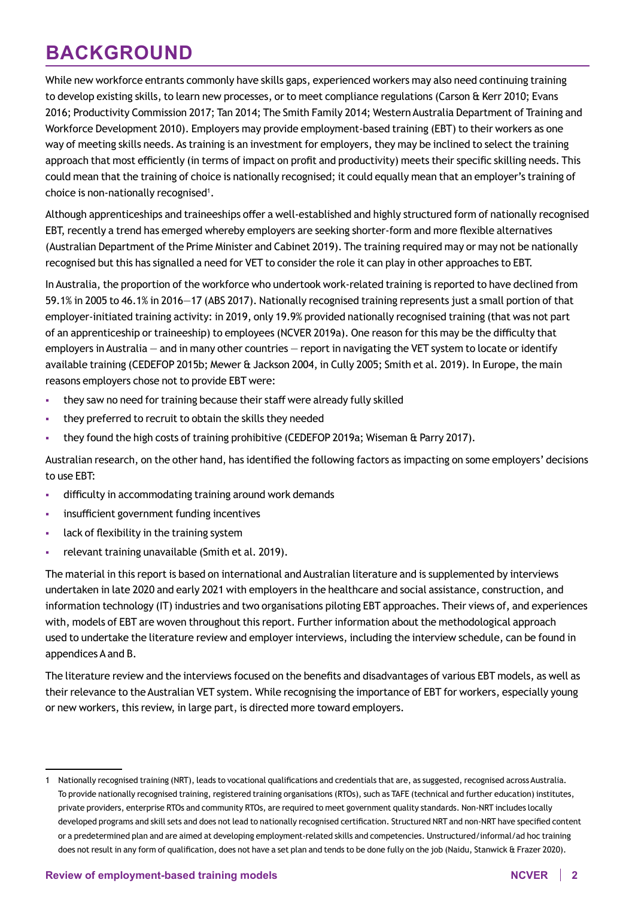# BACKGROUND

While new workforce entrants commonly have skills gaps, experienced workers may also need continuing training to develop existing skills, to learn new processes, or to meet compliance regulations (Carson & Kerr 2010; Evans 2016; Productivity Commission 2017; Tan 2014; The Smith Family 2014; Western Australia Department of Training and Workforce Development 2010). Employers may provide employment-based training (EBT) to their workers as one way of meeting skills needs. As training is an investment for employers, they may be inclined to select the training approach that most efficiently (in terms of impact on profit and productivity) meets their specific skilling needs. This could mean that the training of choice is nationally recognised; it could equally mean that an employer's training of choice is non-nationally recognised[1].

Although apprenticeships and traineeships offer a well-established and highly structured form of nationally recognised EBT, recently a trend has emerged whereby employers are seeking shorter-form and more flexible alternatives (Australian Department of the Prime Minister and Cabinet 2019). The training required may or may not be nationally recognised but this has signalled a need for VET to consider the role it can play in other approaches to EBT.

In Australia, the proportion of the workforce who undertook work-related training is reported to have declined from 59.1% in 2005 to 46.1% in 2016—17 (ABS 2017). Nationally recognised training represents just a small portion of that employer-initiated training activity: in 2019, only 19.9% provided nationally recognised training (that was not part of an apprenticeship or traineeship) to employees (NCVER 2019a). One reason for this may be the difficulty that employers in Australia — and in many other countries — report in navigating the VET system to locate or identify available training (CEDEFOP 2015b; Mewer & Jackson 2004, in Cully 2005; Smith et al. 2019). In Europe, the main reasons employers chose not to provide EBT were:

- they saw no need for training because their staff were already fully skilled
- they preferred to recruit to obtain the skills they needed
- they found the high costs of training prohibitive (CEDEFOP 2019a; Wiseman & Parry 2017).

Australian research, on the other hand, has identified the following factors as impacting on some employers' decisions to use EBT:

- difficulty in accommodating training around work demands
- insufficient government funding incentives
- lack of flexibility in the training system
- relevant training unavailable (Smith et al. 2019).

The material in this report is based on international and Australian literature and is supplemented by interviews undertaken in late 2020 and early 2021 with employers in the healthcare and social assistance, construction, and information technology (IT) industries and two organisations piloting EBT approaches. Their views of, and experiences with, models of EBT are woven throughout this report. Further information about the methodological approach used to undertake the literature review and employer interviews, including the interview schedule, can be found in appendices A and B.

The literature review and the interviews focused on the benefits and disadvantages of various EBT models, as well as their relevance to the Australian VET system. While recognising the importance of EBT for workers, especially young or new workers, this review, in large part, is directed more toward employers.

---

1 Nationally recognised training (NRT), leads to vocational qualifications and credentials that are, as suggested, recognised across Australia. To provide nationally recognised training, registered training organisations (RTOs), such as TAFE (technical and further education) institutes, private providers, enterprise RTOs and community RTOs, are required to meet government quality standards. Non-NRT includes locally developed programs and skill sets and does not lead to nationally recognised certification. Structured NRT and non-NRT have specified content or a predetermined plan and are aimed at developing employment-related skills and competencies. Unstructured/informal/ad hoc training does not result in any form of qualification, does not have a set plan and tends to be done fully on the job (Naidu, Stanwick & Frazer 2020).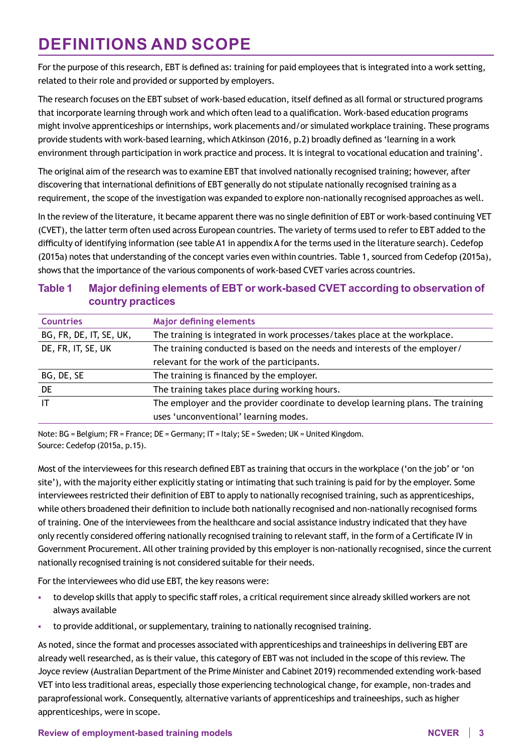# DEFINITIONS AND SCOPE

For the purpose of this research, EBT is defined as: training for paid employees that is integrated into a work setting, related to their role and provided or supported by employers.

The research focuses on the EBT subset of work-based education, itself defined as all formal or structured programs that incorporate learning through work and which often lead to a qualification. Work-based education programs might involve apprenticeships or internships, work placements and/or simulated workplace training. These programs provide students with work-based learning, which Atkinson (2016, p.2) broadly defined as 'learning in a work environment through participation in work practice and process. It is integral to vocational education and training'.

The original aim of the research was to examine EBT that involved nationally recognised training; however, after discovering that international definitions of EBT generally do not stipulate nationally recognised training as a requirement, the scope of the investigation was expanded to explore non-nationally recognised approaches as well.

In the review of the literature, it became apparent there was no single definition of EBT or work-based continuing VET (CVET), the latter term often used across European countries. The variety of terms used to refer to EBT added to the difficulty of identifying information (see table A1 in appendix A for the terms used in the literature search). Cedefop (2015a) notes that understanding of the concept varies even within countries. Table 1, sourced from Cedefop (2015a), shows that the importance of the various components of work-based CVET varies across countries.

**Table 1 Major defining elements of EBT or work-based CVET according to observation of country practices**

| Countries | Major defining elements |
|---|---|
| BG, FR, DE, IT, SE, UK, | The training is integrated in work processes/takes place at the workplace. |
| DE, FR, IT, SE, UK | The training conducted is based on the needs and interests of the employer/ relevant for the work of the participants. |
| BG, DE, SE | The training is financed by the employer. |
| DE | The training takes place during working hours. |
| IT | The employer and the provider coordinate to develop learning plans. The training uses 'unconventional' learning modes. |

Note: BG = Belgium; FR = France; DE = Germany; IT = Italy; SE = Sweden; UK = United Kingdom.
Source: Cedefop (2015a, p.15).

Most of the interviewees for this research defined EBT as training that occurs in the workplace ('on the job' or 'on site'), with the majority either explicitly stating or intimating that such training is paid for by the employer. Some interviewees restricted their definition of EBT to apply to nationally recognised training, such as apprenticeships, while others broadened their definition to include both nationally recognised and non-nationally recognised forms of training. One of the interviewees from the healthcare and social assistance industry indicated that they have only recently considered offering nationally recognised training to relevant staff, in the form of a Certificate IV in Government Procurement. All other training provided by this employer is non-nationally recognised, since the current nationally recognised training is not considered suitable for their needs.

For the interviewees who did use EBT, the key reasons were:

- to develop skills that apply to specific staff roles, a critical requirement since already skilled workers are not always available
- to provide additional, or supplementary, training to nationally recognised training.

As noted, since the format and processes associated with apprenticeships and traineeships in delivering EBT are already well researched, as is their value, this category of EBT was not included in the scope of this review. The Joyce review (Australian Department of the Prime Minister and Cabinet 2019) recommended extending work-based VET into less traditional areas, especially those experiencing technological change, for example, non-trades and paraprofessional work. Consequently, alternative variants of apprenticeships and traineeships, such as higher apprenticeships, were in scope.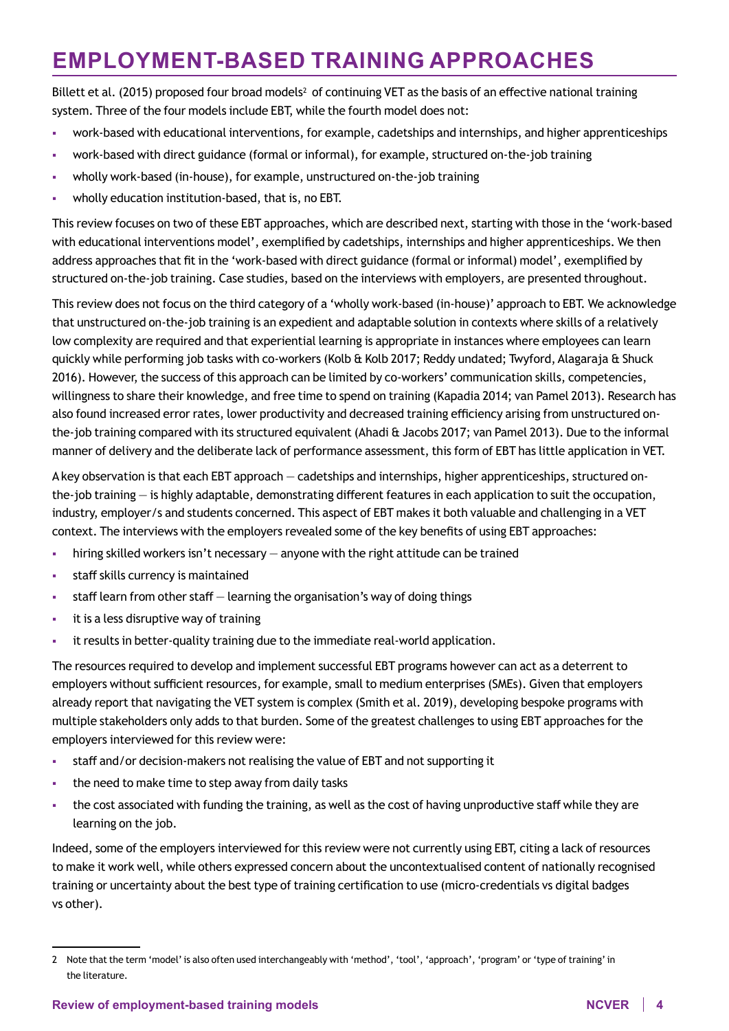# EMPLOYMENT-BASED TRAINING APPROACHES

Billett et al. (2015) proposed four broad models[2] of continuing VET as the basis of an effective national training system. Three of the four models include EBT, while the fourth model does not:

- work-based with educational interventions, for example, cadetships and internships, and higher apprenticeships
- work-based with direct guidance (formal or informal), for example, structured on-the-job training
- wholly work-based (in-house), for example, unstructured on-the-job training
- wholly education institution-based, that is, no EBT.

This review focuses on two of these EBT approaches, which are described next, starting with those in the 'work-based with educational interventions model', exemplified by cadetships, internships and higher apprenticeships. We then address approaches that fit in the 'work-based with direct guidance (formal or informal) model', exemplified by structured on-the-job training. Case studies, based on the interviews with employers, are presented throughout.

This review does not focus on the third category of a 'wholly work-based (in-house)' approach to EBT. We acknowledge that unstructured on-the-job training is an expedient and adaptable solution in contexts where skills of a relatively low complexity are required and that experiential learning is appropriate in instances where employees can learn quickly while performing job tasks with co-workers (Kolb & Kolb 2017; Reddy undated; Twyford, Alagaraja & Shuck 2016). However, the success of this approach can be limited by co-workers' communication skills, competencies, willingness to share their knowledge, and free time to spend on training (Kapadia 2014; van Pamel 2013). Research has also found increased error rates, lower productivity and decreased training efficiency arising from unstructured on-the-job training compared with its structured equivalent (Ahadi & Jacobs 2017; van Pamel 2013). Due to the informal manner of delivery and the deliberate lack of performance assessment, this form of EBT has little application in VET.

A key observation is that each EBT approach — cadetships and internships, higher apprenticeships, structured on-the-job training — is highly adaptable, demonstrating different features in each application to suit the occupation, industry, employer/s and students concerned. This aspect of EBT makes it both valuable and challenging in a VET context. The interviews with the employers revealed some of the key benefits of using EBT approaches:

- hiring skilled workers isn't necessary — anyone with the right attitude can be trained
- staff skills currency is maintained
- staff learn from other staff — learning the organisation's way of doing things
- it is a less disruptive way of training
- it results in better-quality training due to the immediate real-world application.

The resources required to develop and implement successful EBT programs however can act as a deterrent to employers without sufficient resources, for example, small to medium enterprises (SMEs). Given that employers already report that navigating the VET system is complex (Smith et al. 2019), developing bespoke programs with multiple stakeholders only adds to that burden. Some of the greatest challenges to using EBT approaches for the employers interviewed for this review were:

- staff and/or decision-makers not realising the value of EBT and not supporting it
- the need to make time to step away from daily tasks
- the cost associated with funding the training, as well as the cost of having unproductive staff while they are learning on the job.

Indeed, some of the employers interviewed for this review were not currently using EBT, citing a lack of resources to make it work well, while others expressed concern about the uncontextualised content of nationally recognised training or uncertainty about the best type of training certification to use (micro-credentials vs digital badges vs other).

---

2 Note that the term 'model' is also often used interchangeably with 'method', 'tool', 'approach', 'program' or 'type of training' in the literature.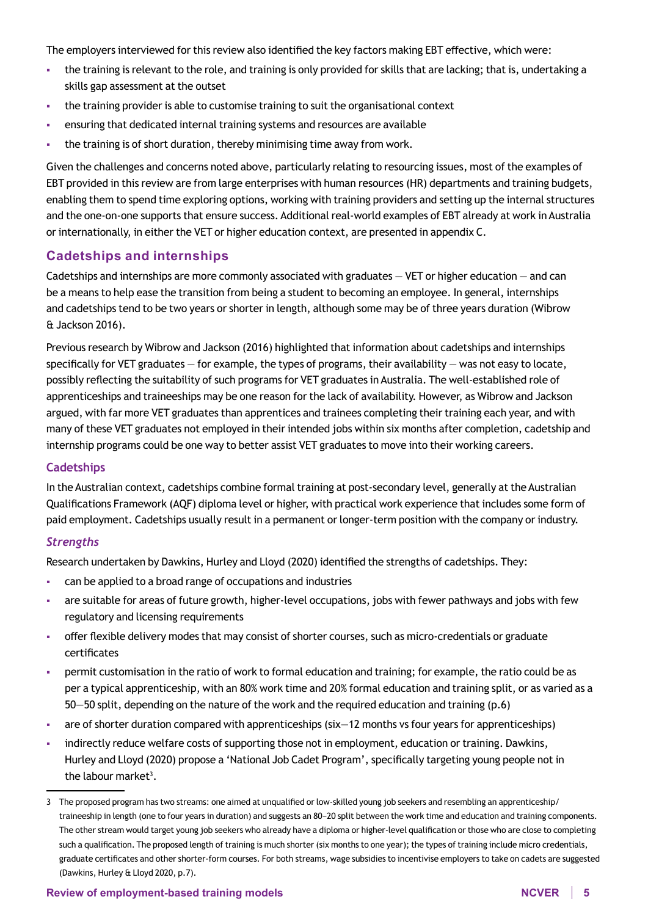The employers interviewed for this review also identified the key factors making EBT effective, which were:

- the training is relevant to the role, and training is only provided for skills that are lacking; that is, undertaking a skills gap assessment at the outset
- the training provider is able to customise training to suit the organisational context
- ensuring that dedicated internal training systems and resources are available
- the training is of short duration, thereby minimising time away from work.

Given the challenges and concerns noted above, particularly relating to resourcing issues, most of the examples of EBT provided in this review are from large enterprises with human resources (HR) departments and training budgets, enabling them to spend time exploring options, working with training providers and setting up the internal structures and the one-on-one supports that ensure success. Additional real-world examples of EBT already at work in Australia or internationally, in either the VET or higher education context, are presented in appendix C.

## Cadetships and internships

Cadetships and internships are more commonly associated with graduates — VET or higher education — and can be a means to help ease the transition from being a student to becoming an employee. In general, internships and cadetships tend to be two years or shorter in length, although some may be of three years duration (Wibrow & Jackson 2016).

Previous research by Wibrow and Jackson (2016) highlighted that information about cadetships and internships specifically for VET graduates — for example, the types of programs, their availability — was not easy to locate, possibly reflecting the suitability of such programs for VET graduates in Australia. The well-established role of apprenticeships and traineeships may be one reason for the lack of availability. However, as Wibrow and Jackson argued, with far more VET graduates than apprentices and trainees completing their training each year, and with many of these VET graduates not employed in their intended jobs within six months after completion, cadetship and internship programs could be one way to better assist VET graduates to move into their working careers.

### Cadetships

In the Australian context, cadetships combine formal training at post-secondary level, generally at the Australian Qualifications Framework (AQF) diploma level or higher, with practical work experience that includes some form of paid employment. Cadetships usually result in a permanent or longer-term position with the company or industry.

#### *Strengths*

Research undertaken by Dawkins, Hurley and Lloyd (2020) identified the strengths of cadetships. They:

- can be applied to a broad range of occupations and industries
- are suitable for areas of future growth, higher-level occupations, jobs with fewer pathways and jobs with few regulatory and licensing requirements
- offer flexible delivery modes that may consist of shorter courses, such as micro-credentials or graduate certificates
- permit customisation in the ratio of work to formal education and training; for example, the ratio could be as per a typical apprenticeship, with an 80% work time and 20% formal education and training split, or as varied as a 50—50 split, depending on the nature of the work and the required education and training (p.6)
- are of shorter duration compared with apprenticeships (six—12 months vs four years for apprenticeships)
- indirectly reduce welfare costs of supporting those not in employment, education or training. Dawkins, Hurley and Lloyd (2020) propose a 'National Job Cadet Program', specifically targeting young people not in the labour market[3].

---

3 The proposed program has two streams: one aimed at unqualified or low-skilled young job seekers and resembling an apprenticeship/ traineeship in length (one to four years in duration) and suggests an 80–20 split between the work time and education and training components. The other stream would target young job seekers who already have a diploma or higher-level qualification or those who are close to completing such a qualification. The proposed length of training is much shorter (six months to one year); the types of training include micro credentials, graduate certificates and other shorter-form courses. For both streams, wage subsidies to incentivise employers to take on cadets are suggested (Dawkins, Hurley & Lloyd 2020, p.7).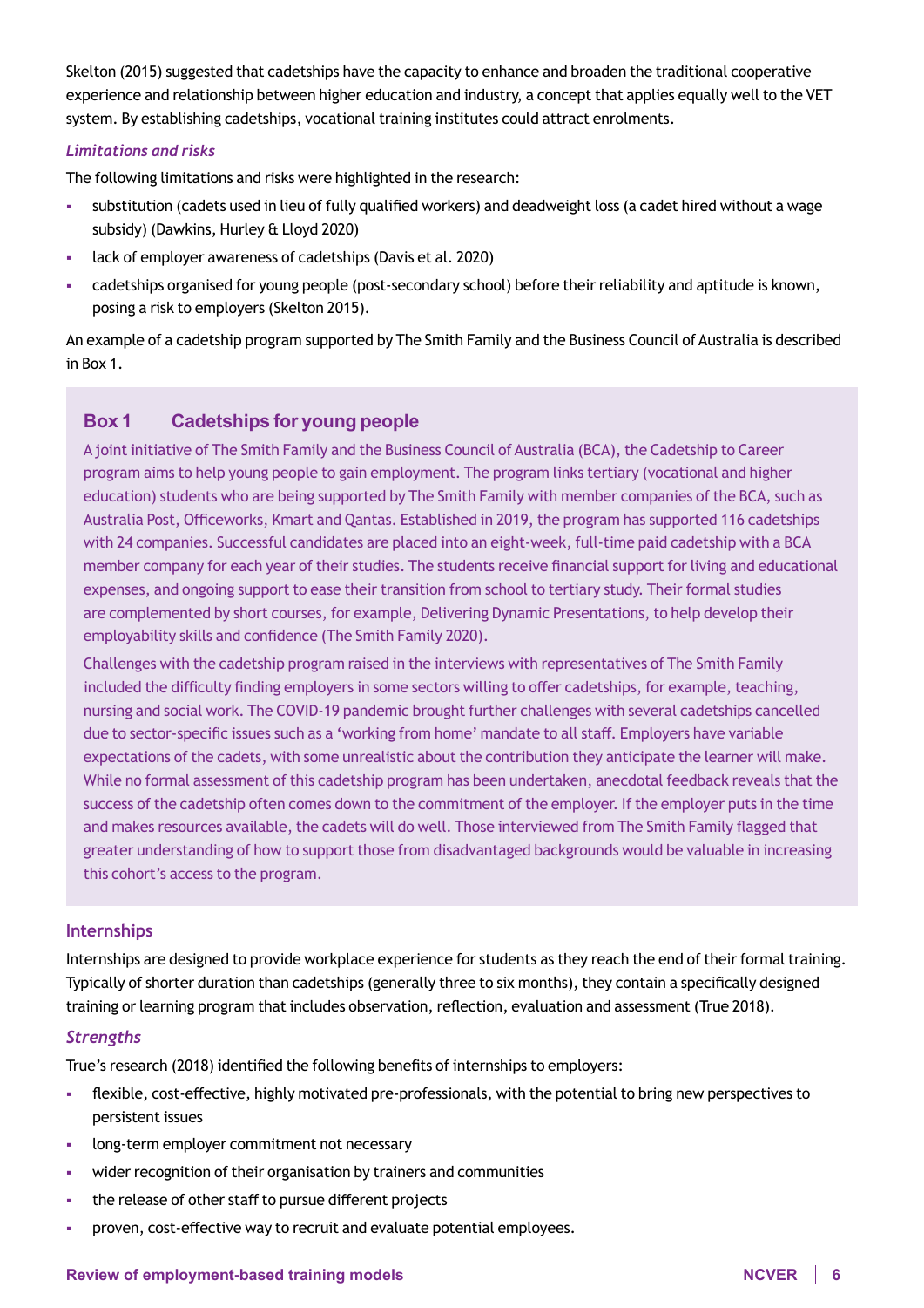Skelton (2015) suggested that cadetships have the capacity to enhance and broaden the traditional cooperative experience and relationship between higher education and industry, a concept that applies equally well to the VET system. By establishing cadetships, vocational training institutes could attract enrolments.

*Limitations and risks*

The following limitations and risks were highlighted in the research:

- substitution (cadets used in lieu of fully qualified workers) and deadweight loss (a cadet hired without a wage subsidy) (Dawkins, Hurley & Lloyd 2020)
- lack of employer awareness of cadetships (Davis et al. 2020)
- cadetships organised for young people (post-secondary school) before their reliability and aptitude is known, posing a risk to employers (Skelton 2015).

An example of a cadetship program supported by The Smith Family and the Business Council of Australia is described in Box 1.

### Box 1 Cadetships for young people

A joint initiative of The Smith Family and the Business Council of Australia (BCA), the Cadetship to Career program aims to help young people to gain employment. The program links tertiary (vocational and higher education) students who are being supported by The Smith Family with member companies of the BCA, such as Australia Post, Officeworks, Kmart and Qantas. Established in 2019, the program has supported 116 cadetships with 24 companies. Successful candidates are placed into an eight-week, full-time paid cadetship with a BCA member company for each year of their studies. The students receive financial support for living and educational expenses, and ongoing support to ease their transition from school to tertiary study. Their formal studies are complemented by short courses, for example, Delivering Dynamic Presentations, to help develop their employability skills and confidence (The Smith Family 2020).

Challenges with the cadetship program raised in the interviews with representatives of The Smith Family included the difficulty finding employers in some sectors willing to offer cadetships, for example, teaching, nursing and social work. The COVID-19 pandemic brought further challenges with several cadetships cancelled due to sector-specific issues such as a 'working from home' mandate to all staff. Employers have variable expectations of the cadets, with some unrealistic about the contribution they anticipate the learner will make. While no formal assessment of this cadetship program has been undertaken, anecdotal feedback reveals that the success of the cadetship often comes down to the commitment of the employer. If the employer puts in the time and makes resources available, the cadets will do well. Those interviewed from The Smith Family flagged that greater understanding of how to support those from disadvantaged backgrounds would be valuable in increasing this cohort's access to the program.

### Internships

Internships are designed to provide workplace experience for students as they reach the end of their formal training. Typically of shorter duration than cadetships (generally three to six months), they contain a specifically designed training or learning program that includes observation, reflection, evaluation and assessment (True 2018).

*Strengths*

True's research (2018) identified the following benefits of internships to employers:

- flexible, cost-effective, highly motivated pre-professionals, with the potential to bring new perspectives to persistent issues
- long-term employer commitment not necessary
- wider recognition of their organisation by trainers and communities
- the release of other staff to pursue different projects
- proven, cost-effective way to recruit and evaluate potential employees.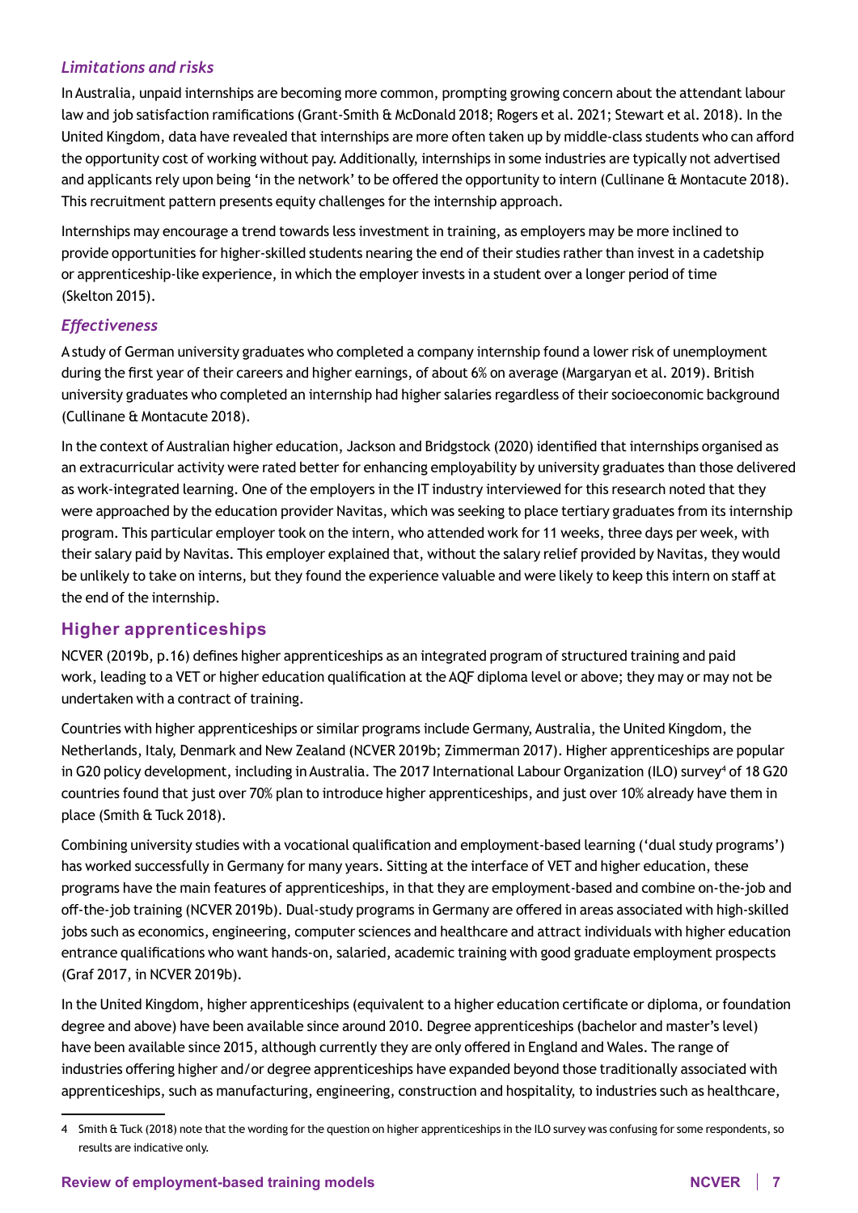### *Limitations and risks*

In Australia, unpaid internships are becoming more common, prompting growing concern about the attendant labour law and job satisfaction ramifications (Grant-Smith & McDonald 2018; Rogers et al. 2021; Stewart et al. 2018). In the United Kingdom, data have revealed that internships are more often taken up by middle-class students who can afford the opportunity cost of working without pay. Additionally, internships in some industries are typically not advertised and applicants rely upon being 'in the network' to be offered the opportunity to intern (Cullinane & Montacute 2018). This recruitment pattern presents equity challenges for the internship approach.

Internships may encourage a trend towards less investment in training, as employers may be more inclined to provide opportunities for higher-skilled students nearing the end of their studies rather than invest in a cadetship or apprenticeship-like experience, in which the employer invests in a student over a longer period of time (Skelton 2015).

### *Effectiveness*

A study of German university graduates who completed a company internship found a lower risk of unemployment during the first year of their careers and higher earnings, of about 6% on average (Margaryan et al. 2019). British university graduates who completed an internship had higher salaries regardless of their socioeconomic background (Cullinane & Montacute 2018).

In the context of Australian higher education, Jackson and Bridgstock (2020) identified that internships organised as an extracurricular activity were rated better for enhancing employability by university graduates than those delivered as work-integrated learning. One of the employers in the IT industry interviewed for this research noted that they were approached by the education provider Navitas, which was seeking to place tertiary graduates from its internship program. This particular employer took on the intern, who attended work for 11 weeks, three days per week, with their salary paid by Navitas. This employer explained that, without the salary relief provided by Navitas, they would be unlikely to take on interns, but they found the experience valuable and were likely to keep this intern on staff at the end of the internship.

## Higher apprenticeships

NCVER (2019b, p.16) defines higher apprenticeships as an integrated program of structured training and paid work, leading to a VET or higher education qualification at the AQF diploma level or above; they may or may not be undertaken with a contract of training.

Countries with higher apprenticeships or similar programs include Germany, Australia, the United Kingdom, the Netherlands, Italy, Denmark and New Zealand (NCVER 2019b; Zimmerman 2017). Higher apprenticeships are popular in G20 policy development, including in Australia. The 2017 International Labour Organization (ILO) survey[4] of 18 G20 countries found that just over 70% plan to introduce higher apprenticeships, and just over 10% already have them in place (Smith & Tuck 2018).

Combining university studies with a vocational qualification and employment-based learning ('dual study programs') has worked successfully in Germany for many years. Sitting at the interface of VET and higher education, these programs have the main features of apprenticeships, in that they are employment-based and combine on-the-job and off-the-job training (NCVER 2019b). Dual-study programs in Germany are offered in areas associated with high-skilled jobs such as economics, engineering, computer sciences and healthcare and attract individuals with higher education entrance qualifications who want hands-on, salaried, academic training with good graduate employment prospects (Graf 2017, in NCVER 2019b).

In the United Kingdom, higher apprenticeships (equivalent to a higher education certificate or diploma, or foundation degree and above) have been available since around 2010. Degree apprenticeships (bachelor and master's level) have been available since 2015, although currently they are only offered in England and Wales. The range of industries offering higher and/or degree apprenticeships have expanded beyond those traditionally associated with apprenticeships, such as manufacturing, engineering, construction and hospitality, to industries such as healthcare,

---

4 Smith & Tuck (2018) note that the wording for the question on higher apprenticeships in the ILO survey was confusing for some respondents, so results are indicative only.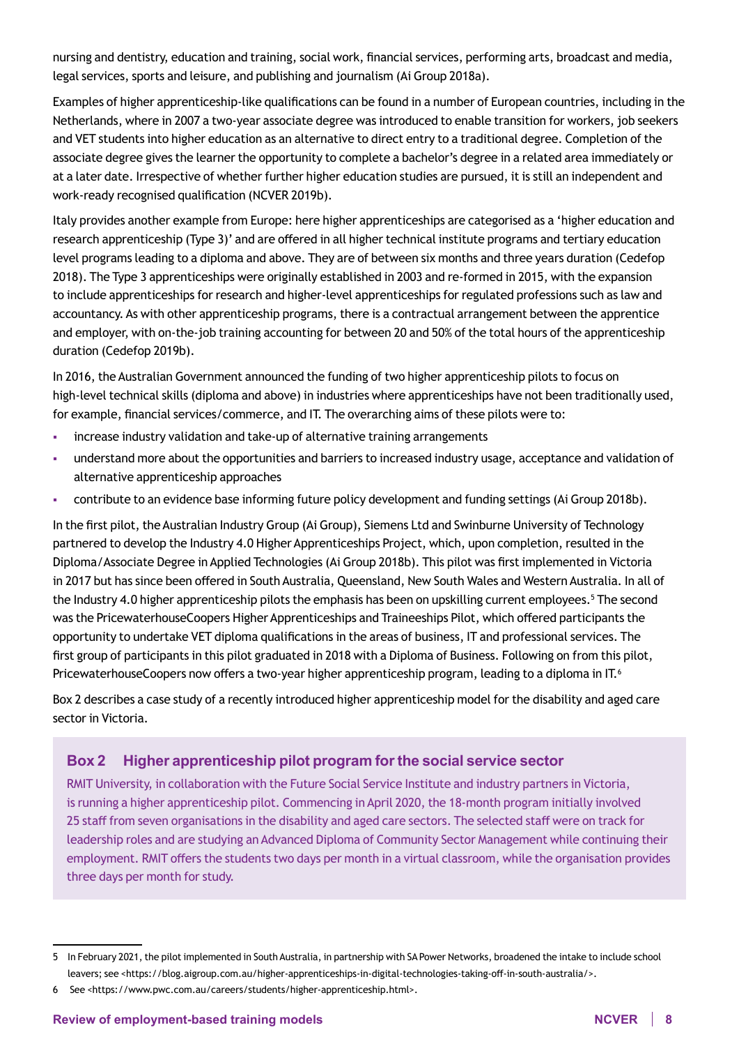nursing and dentistry, education and training, social work, financial services, performing arts, broadcast and media, legal services, sports and leisure, and publishing and journalism (Ai Group 2018a).

Examples of higher apprenticeship-like qualifications can be found in a number of European countries, including in the Netherlands, where in 2007 a two-year associate degree was introduced to enable transition for workers, job seekers and VET students into higher education as an alternative to direct entry to a traditional degree. Completion of the associate degree gives the learner the opportunity to complete a bachelor's degree in a related area immediately or at a later date. Irrespective of whether further higher education studies are pursued, it is still an independent and work-ready recognised qualification (NCVER 2019b).

Italy provides another example from Europe: here higher apprenticeships are categorised as a 'higher education and research apprenticeship (Type 3)' and are offered in all higher technical institute programs and tertiary education level programs leading to a diploma and above. They are of between six months and three years duration (Cedefop 2018). The Type 3 apprenticeships were originally established in 2003 and re-formed in 2015, with the expansion to include apprenticeships for research and higher-level apprenticeships for regulated professions such as law and accountancy. As with other apprenticeship programs, there is a contractual arrangement between the apprentice and employer, with on-the-job training accounting for between 20 and 50% of the total hours of the apprenticeship duration (Cedefop 2019b).

In 2016, the Australian Government announced the funding of two higher apprenticeship pilots to focus on high-level technical skills (diploma and above) in industries where apprenticeships have not been traditionally used, for example, financial services/commerce, and IT. The overarching aims of these pilots were to:

- increase industry validation and take-up of alternative training arrangements
- understand more about the opportunities and barriers to increased industry usage, acceptance and validation of alternative apprenticeship approaches
- contribute to an evidence base informing future policy development and funding settings (Ai Group 2018b).

In the first pilot, the Australian Industry Group (Ai Group), Siemens Ltd and Swinburne University of Technology partnered to develop the Industry 4.0 Higher Apprenticeships Project, which, upon completion, resulted in the Diploma/Associate Degree in Applied Technologies (Ai Group 2018b). This pilot was first implemented in Victoria in 2017 but has since been offered in South Australia, Queensland, New South Wales and Western Australia. In all of the Industry 4.0 higher apprenticeship pilots the emphasis has been on upskilling current employees.[5] The second was the PricewaterhouseCoopers Higher Apprenticeships and Traineeships Pilot, which offered participants the opportunity to undertake VET diploma qualifications in the areas of business, IT and professional services. The first group of participants in this pilot graduated in 2018 with a Diploma of Business. Following on from this pilot, PricewaterhouseCoopers now offers a two-year higher apprenticeship program, leading to a diploma in IT.[6]

Box 2 describes a case study of a recently introduced higher apprenticeship model for the disability and aged care sector in Victoria.

### Box 2 Higher apprenticeship pilot program for the social service sector

RMIT University, in collaboration with the Future Social Service Institute and industry partners in Victoria, is running a higher apprenticeship pilot. Commencing in April 2020, the 18-month program initially involved 25 staff from seven organisations in the disability and aged care sectors. The selected staff were on track for leadership roles and are studying an Advanced Diploma of Community Sector Management while continuing their employment. RMIT offers the students two days per month in a virtual classroom, while the organisation provides three days per month for study.

---

5 In February 2021, the pilot implemented in South Australia, in partnership with SA Power Networks, broadened the intake to include school leavers; see <https://blog.aigroup.com.au/higher-apprenticeships-in-digital-technologies-taking-off-in-south-australia/>.

6 See <https://www.pwc.com.au/careers/students/higher-apprenticeship.html>.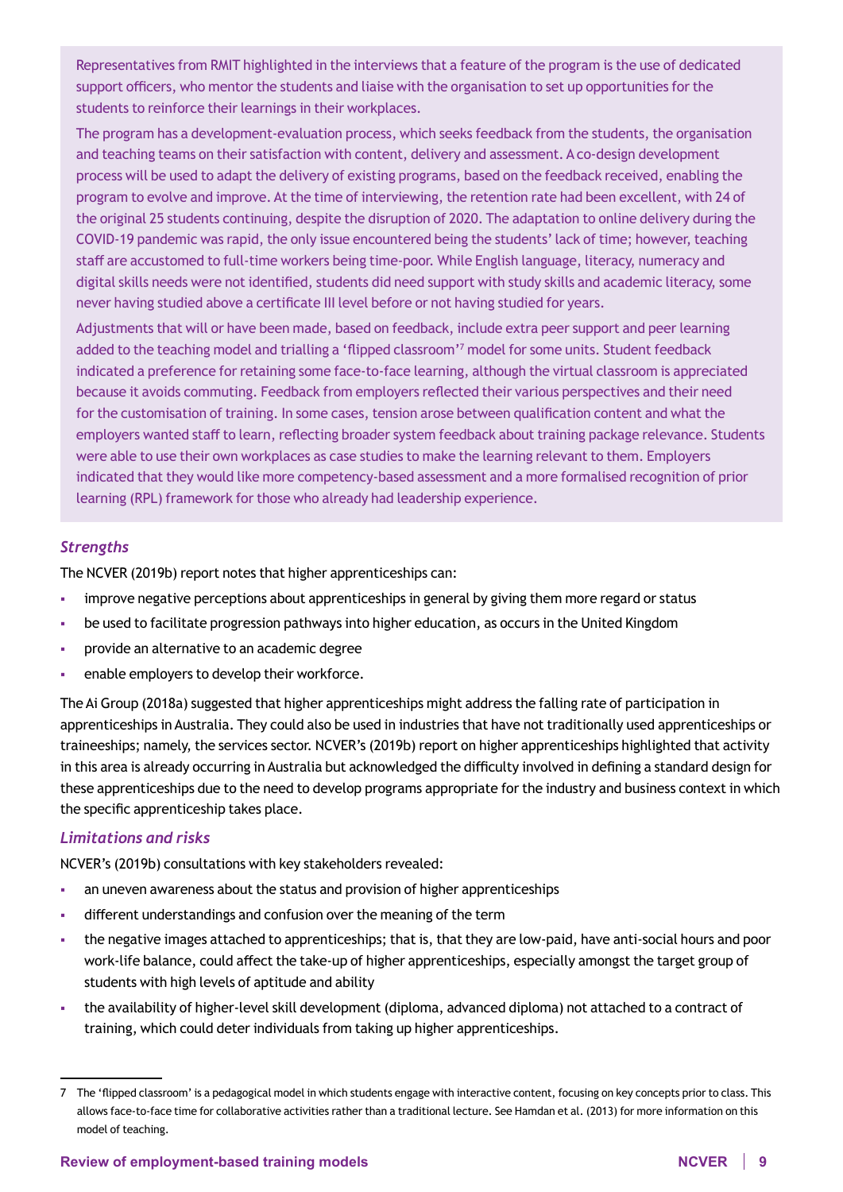Representatives from RMIT highlighted in the interviews that a feature of the program is the use of dedicated support officers, who mentor the students and liaise with the organisation to set up opportunities for the students to reinforce their learnings in their workplaces.

The program has a development-evaluation process, which seeks feedback from the students, the organisation and teaching teams on their satisfaction with content, delivery and assessment. A co-design development process will be used to adapt the delivery of existing programs, based on the feedback received, enabling the program to evolve and improve. At the time of interviewing, the retention rate had been excellent, with 24 of the original 25 students continuing, despite the disruption of 2020. The adaptation to online delivery during the COVID-19 pandemic was rapid, the only issue encountered being the students' lack of time; however, teaching staff are accustomed to full-time workers being time-poor. While English language, literacy, numeracy and digital skills needs were not identified, students did need support with study skills and academic literacy, some never having studied above a certificate III level before or not having studied for years.

Adjustments that will or have been made, based on feedback, include extra peer support and peer learning added to the teaching model and trialling a 'flipped classroom'[7] model for some units. Student feedback indicated a preference for retaining some face-to-face learning, although the virtual classroom is appreciated because it avoids commuting. Feedback from employers reflected their various perspectives and their need for the customisation of training. In some cases, tension arose between qualification content and what the employers wanted staff to learn, reflecting broader system feedback about training package relevance. Students were able to use their own workplaces as case studies to make the learning relevant to them. Employers indicated that they would like more competency-based assessment and a more formalised recognition of prior learning (RPL) framework for those who already had leadership experience.

### *Strengths*

The NCVER (2019b) report notes that higher apprenticeships can:

- improve negative perceptions about apprenticeships in general by giving them more regard or status
- be used to facilitate progression pathways into higher education, as occurs in the United Kingdom
- provide an alternative to an academic degree
- enable employers to develop their workforce.

The Ai Group (2018a) suggested that higher apprenticeships might address the falling rate of participation in apprenticeships in Australia. They could also be used in industries that have not traditionally used apprenticeships or traineeships; namely, the services sector. NCVER's (2019b) report on higher apprenticeships highlighted that activity in this area is already occurring in Australia but acknowledged the difficulty involved in defining a standard design for these apprenticeships due to the need to develop programs appropriate for the industry and business context in which the specific apprenticeship takes place.

### *Limitations and risks*

NCVER's (2019b) consultations with key stakeholders revealed:

- an uneven awareness about the status and provision of higher apprenticeships
- different understandings and confusion over the meaning of the term
- the negative images attached to apprenticeships; that is, that they are low-paid, have anti-social hours and poor work-life balance, could affect the take-up of higher apprenticeships, especially amongst the target group of students with high levels of aptitude and ability
- the availability of higher-level skill development (diploma, advanced diploma) not attached to a contract of training, which could deter individuals from taking up higher apprenticeships.

---

7 The 'flipped classroom' is a pedagogical model in which students engage with interactive content, focusing on key concepts prior to class. This allows face-to-face time for collaborative activities rather than a traditional lecture. See Hamdan et al. (2013) for more information on this model of teaching.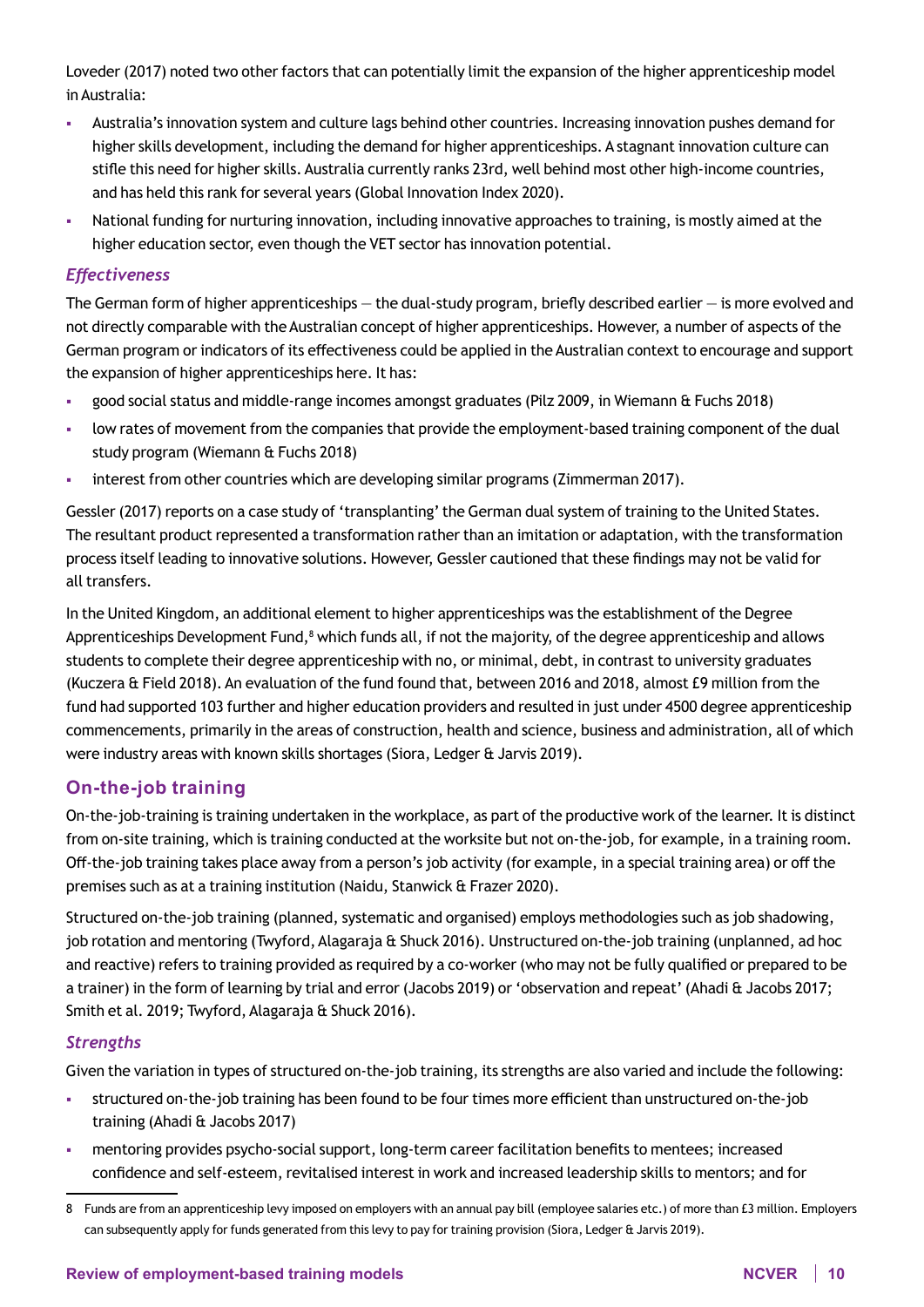Loveder (2017) noted two other factors that can potentially limit the expansion of the higher apprenticeship model in Australia:

- Australia's innovation system and culture lags behind other countries. Increasing innovation pushes demand for higher skills development, including the demand for higher apprenticeships. A stagnant innovation culture can stifle this need for higher skills. Australia currently ranks 23rd, well behind most other high-income countries, and has held this rank for several years (Global Innovation Index 2020).
- National funding for nurturing innovation, including innovative approaches to training, is mostly aimed at the higher education sector, even though the VET sector has innovation potential.

### *Effectiveness*

The German form of higher apprenticeships — the dual-study program, briefly described earlier — is more evolved and not directly comparable with the Australian concept of higher apprenticeships. However, a number of aspects of the German program or indicators of its effectiveness could be applied in the Australian context to encourage and support the expansion of higher apprenticeships here. It has:

- good social status and middle-range incomes amongst graduates (Pilz 2009, in Wiemann & Fuchs 2018)
- low rates of movement from the companies that provide the employment-based training component of the dual study program (Wiemann & Fuchs 2018)
- interest from other countries which are developing similar programs (Zimmerman 2017).

Gessler (2017) reports on a case study of 'transplanting' the German dual system of training to the United States. The resultant product represented a transformation rather than an imitation or adaptation, with the transformation process itself leading to innovative solutions. However, Gessler cautioned that these findings may not be valid for all transfers.

In the United Kingdom, an additional element to higher apprenticeships was the establishment of the Degree Apprenticeships Development Fund,[8] which funds all, if not the majority, of the degree apprenticeship and allows students to complete their degree apprenticeship with no, or minimal, debt, in contrast to university graduates (Kuczera & Field 2018). An evaluation of the fund found that, between 2016 and 2018, almost £9 million from the fund had supported 103 further and higher education providers and resulted in just under 4500 degree apprenticeship commencements, primarily in the areas of construction, health and science, business and administration, all of which were industry areas with known skills shortages (Siora, Ledger & Jarvis 2019).

## On-the-job training

On-the-job-training is training undertaken in the workplace, as part of the productive work of the learner. It is distinct from on-site training, which is training conducted at the worksite but not on-the-job, for example, in a training room. Off-the-job training takes place away from a person's job activity (for example, in a special training area) or off the premises such as at a training institution (Naidu, Stanwick & Frazer 2020).

Structured on-the-job training (planned, systematic and organised) employs methodologies such as job shadowing, job rotation and mentoring (Twyford, Alagaraja & Shuck 2016). Unstructured on-the-job training (unplanned, ad hoc and reactive) refers to training provided as required by a co-worker (who may not be fully qualified or prepared to be a trainer) in the form of learning by trial and error (Jacobs 2019) or 'observation and repeat' (Ahadi & Jacobs 2017; Smith et al. 2019; Twyford, Alagaraja & Shuck 2016).

### *Strengths*

Given the variation in types of structured on-the-job training, its strengths are also varied and include the following:

- structured on-the-job training has been found to be four times more efficient than unstructured on-the-job training (Ahadi & Jacobs 2017)
- mentoring provides psycho-social support, long-term career facilitation benefits to mentees; increased confidence and self-esteem, revitalised interest in work and increased leadership skills to mentors; and for

---

8 Funds are from an apprenticeship levy imposed on employers with an annual pay bill (employee salaries etc.) of more than £3 million. Employers can subsequently apply for funds generated from this levy to pay for training provision (Siora, Ledger & Jarvis 2019).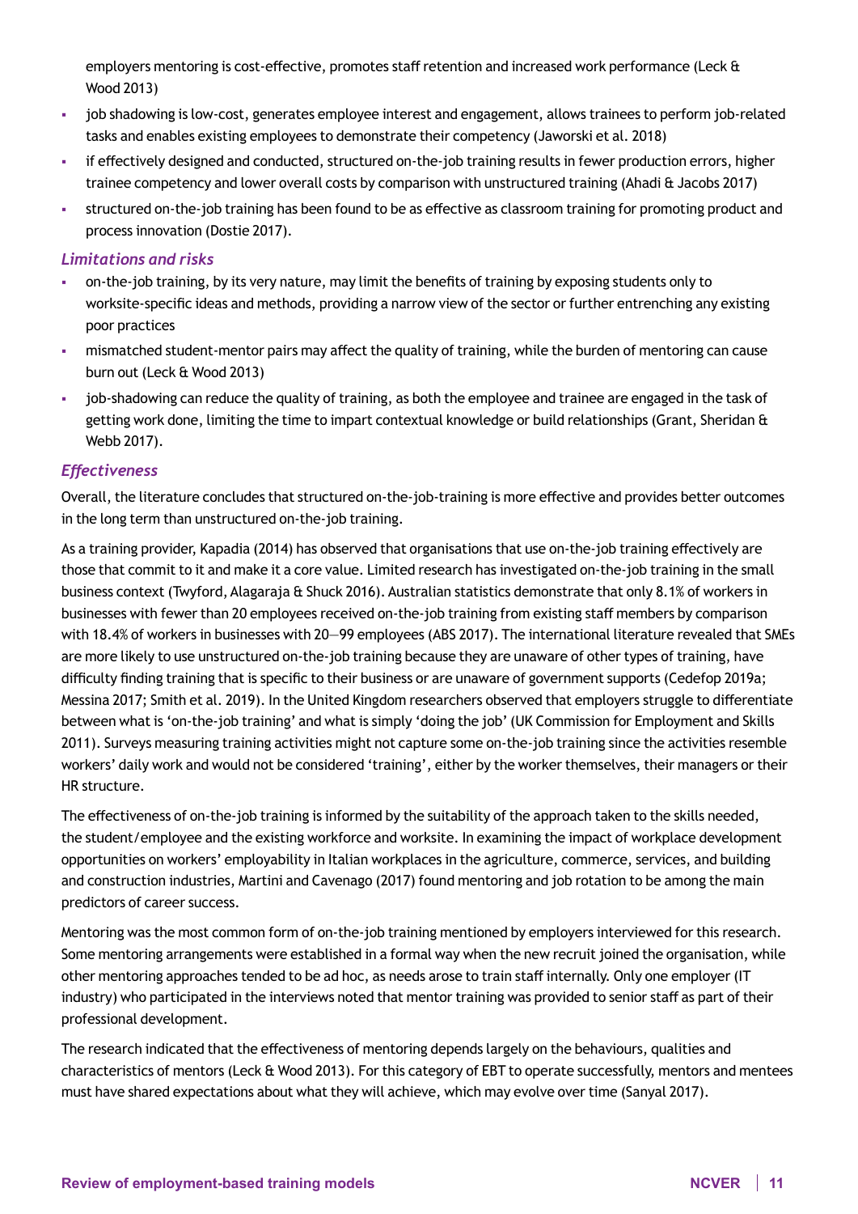employers mentoring is cost-effective, promotes staff retention and increased work performance (Leck & Wood 2013)

- job shadowing is low-cost, generates employee interest and engagement, allows trainees to perform job-related tasks and enables existing employees to demonstrate their competency (Jaworski et al. 2018)
- if effectively designed and conducted, structured on-the-job training results in fewer production errors, higher trainee competency and lower overall costs by comparison with unstructured training (Ahadi & Jacobs 2017)
- structured on-the-job training has been found to be as effective as classroom training for promoting product and process innovation (Dostie 2017).

### *Limitations and risks*

- on-the-job training, by its very nature, may limit the benefits of training by exposing students only to worksite-specific ideas and methods, providing a narrow view of the sector or further entrenching any existing poor practices
- mismatched student-mentor pairs may affect the quality of training, while the burden of mentoring can cause burn out (Leck & Wood 2013)
- job-shadowing can reduce the quality of training, as both the employee and trainee are engaged in the task of getting work done, limiting the time to impart contextual knowledge or build relationships (Grant, Sheridan & Webb 2017).

### *Effectiveness*

Overall, the literature concludes that structured on-the-job-training is more effective and provides better outcomes in the long term than unstructured on-the-job training.

As a training provider, Kapadia (2014) has observed that organisations that use on-the-job training effectively are those that commit to it and make it a core value. Limited research has investigated on-the-job training in the small business context (Twyford, Alagaraja & Shuck 2016). Australian statistics demonstrate that only 8.1% of workers in businesses with fewer than 20 employees received on-the-job training from existing staff members by comparison with 18.4% of workers in businesses with 20—99 employees (ABS 2017). The international literature revealed that SMEs are more likely to use unstructured on-the-job training because they are unaware of other types of training, have difficulty finding training that is specific to their business or are unaware of government supports (Cedefop 2019a; Messina 2017; Smith et al. 2019). In the United Kingdom researchers observed that employers struggle to differentiate between what is 'on-the-job training' and what is simply 'doing the job' (UK Commission for Employment and Skills 2011). Surveys measuring training activities might not capture some on-the-job training since the activities resemble workers' daily work and would not be considered 'training', either by the worker themselves, their managers or their HR structure.

The effectiveness of on-the-job training is informed by the suitability of the approach taken to the skills needed, the student/employee and the existing workforce and worksite. In examining the impact of workplace development opportunities on workers' employability in Italian workplaces in the agriculture, commerce, services, and building and construction industries, Martini and Cavenago (2017) found mentoring and job rotation to be among the main predictors of career success.

Mentoring was the most common form of on-the-job training mentioned by employers interviewed for this research. Some mentoring arrangements were established in a formal way when the new recruit joined the organisation, while other mentoring approaches tended to be ad hoc, as needs arose to train staff internally. Only one employer (IT industry) who participated in the interviews noted that mentor training was provided to senior staff as part of their professional development.

The research indicated that the effectiveness of mentoring depends largely on the behaviours, qualities and characteristics of mentors (Leck & Wood 2013). For this category of EBT to operate successfully, mentors and mentees must have shared expectations about what they will achieve, which may evolve over time (Sanyal 2017).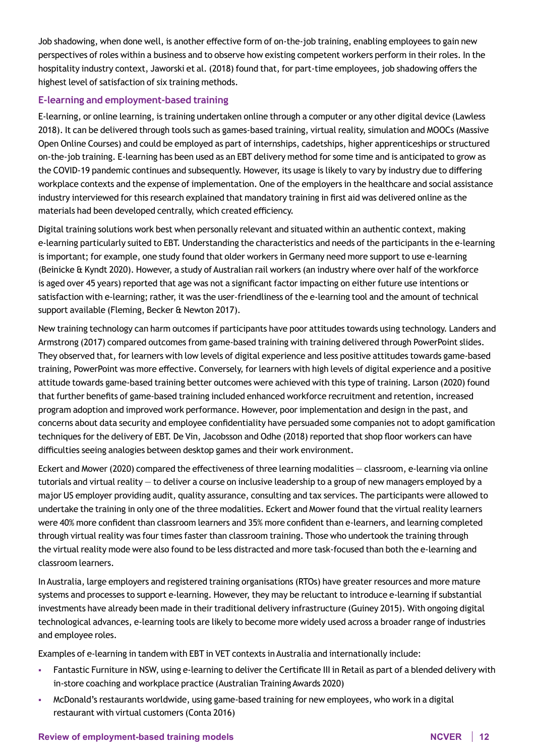Job shadowing, when done well, is another effective form of on-the-job training, enabling employees to gain new perspectives of roles within a business and to observe how existing competent workers perform in their roles. In the hospitality industry context, Jaworski et al. (2018) found that, for part-time employees, job shadowing offers the highest level of satisfaction of six training methods.

### E-learning and employment-based training

E-learning, or online learning, is training undertaken online through a computer or any other digital device (Lawless 2018). It can be delivered through tools such as games-based training, virtual reality, simulation and MOOCs (Massive Open Online Courses) and could be employed as part of internships, cadetships, higher apprenticeships or structured on-the-job training. E-learning has been used as an EBT delivery method for some time and is anticipated to grow as the COVID-19 pandemic continues and subsequently. However, its usage is likely to vary by industry due to differing workplace contexts and the expense of implementation. One of the employers in the healthcare and social assistance industry interviewed for this research explained that mandatory training in first aid was delivered online as the materials had been developed centrally, which created efficiency.

Digital training solutions work best when personally relevant and situated within an authentic context, making e-learning particularly suited to EBT. Understanding the characteristics and needs of the participants in the e-learning is important; for example, one study found that older workers in Germany need more support to use e-learning (Beinicke & Kyndt 2020). However, a study of Australian rail workers (an industry where over half of the workforce is aged over 45 years) reported that age was not a significant factor impacting on either future use intentions or satisfaction with e-learning; rather, it was the user-friendliness of the e-learning tool and the amount of technical support available (Fleming, Becker & Newton 2017).

New training technology can harm outcomes if participants have poor attitudes towards using technology. Landers and Armstrong (2017) compared outcomes from game-based training with training delivered through PowerPoint slides. They observed that, for learners with low levels of digital experience and less positive attitudes towards game-based training, PowerPoint was more effective. Conversely, for learners with high levels of digital experience and a positive attitude towards game-based training better outcomes were achieved with this type of training. Larson (2020) found that further benefits of game-based training included enhanced workforce recruitment and retention, increased program adoption and improved work performance. However, poor implementation and design in the past, and concerns about data security and employee confidentiality have persuaded some companies not to adopt gamification techniques for the delivery of EBT. De Vin, Jacobsson and Odhe (2018) reported that shop floor workers can have difficulties seeing analogies between desktop games and their work environment.

Eckert and Mower (2020) compared the effectiveness of three learning modalities — classroom, e-learning via online tutorials and virtual reality — to deliver a course on inclusive leadership to a group of new managers employed by a major US employer providing audit, quality assurance, consulting and tax services. The participants were allowed to undertake the training in only one of the three modalities. Eckert and Mower found that the virtual reality learners were 40% more confident than classroom learners and 35% more confident than e-learners, and learning completed through virtual reality was four times faster than classroom training. Those who undertook the training through the virtual reality mode were also found to be less distracted and more task-focused than both the e-learning and classroom learners.

In Australia, large employers and registered training organisations (RTOs) have greater resources and more mature systems and processes to support e-learning. However, they may be reluctant to introduce e-learning if substantial investments have already been made in their traditional delivery infrastructure (Guiney 2015). With ongoing digital technological advances, e-learning tools are likely to become more widely used across a broader range of industries and employee roles.

Examples of e-learning in tandem with EBT in VET contexts in Australia and internationally include:

- Fantastic Furniture in NSW, using e-learning to deliver the Certificate III in Retail as part of a blended delivery with in-store coaching and workplace practice (Australian Training Awards 2020)
- McDonald's restaurants worldwide, using game-based training for new employees, who work in a digital restaurant with virtual customers (Conta 2016)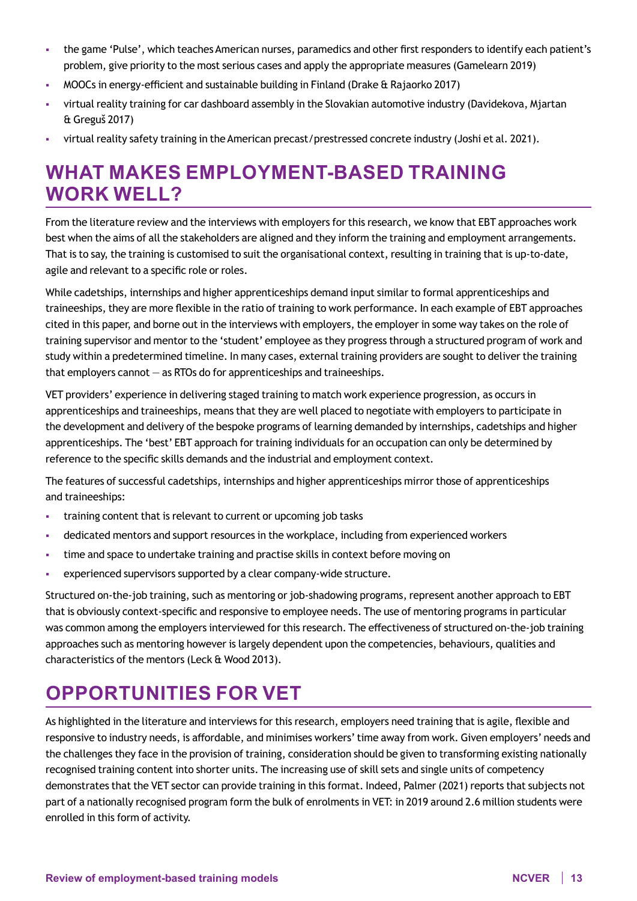- the game 'Pulse', which teaches American nurses, paramedics and other first responders to identify each patient's problem, give priority to the most serious cases and apply the appropriate measures (Gamelearn 2019)
- MOOCs in energy-efficient and sustainable building in Finland (Drake & Rajaorko 2017)
- virtual reality training for car dashboard assembly in the Slovakian automotive industry (Davidekova, Mjartan & Greguš 2017)
- virtual reality safety training in the American precast/prestressed concrete industry (Joshi et al. 2021).

## WHAT MAKES EMPLOYMENT-BASED TRAINING WORK WELL?

From the literature review and the interviews with employers for this research, we know that EBT approaches work best when the aims of all the stakeholders are aligned and they inform the training and employment arrangements. That is to say, the training is customised to suit the organisational context, resulting in training that is up-to-date, agile and relevant to a specific role or roles.

While cadetships, internships and higher apprenticeships demand input similar to formal apprenticeships and traineeships, they are more flexible in the ratio of training to work performance. In each example of EBT approaches cited in this paper, and borne out in the interviews with employers, the employer in some way takes on the role of training supervisor and mentor to the 'student' employee as they progress through a structured program of work and study within a predetermined timeline. In many cases, external training providers are sought to deliver the training that employers cannot — as RTOs do for apprenticeships and traineeships.

VET providers' experience in delivering staged training to match work experience progression, as occurs in apprenticeships and traineeships, means that they are well placed to negotiate with employers to participate in the development and delivery of the bespoke programs of learning demanded by internships, cadetships and higher apprenticeships. The 'best' EBT approach for training individuals for an occupation can only be determined by reference to the specific skills demands and the industrial and employment context.

The features of successful cadetships, internships and higher apprenticeships mirror those of apprenticeships and traineeships:

- training content that is relevant to current or upcoming job tasks
- dedicated mentors and support resources in the workplace, including from experienced workers
- time and space to undertake training and practise skills in context before moving on
- experienced supervisors supported by a clear company-wide structure.

Structured on-the-job training, such as mentoring or job-shadowing programs, represent another approach to EBT that is obviously context-specific and responsive to employee needs. The use of mentoring programs in particular was common among the employers interviewed for this research. The effectiveness of structured on-the-job training approaches such as mentoring however is largely dependent upon the competencies, behaviours, qualities and characteristics of the mentors (Leck & Wood 2013).

## OPPORTUNITIES FOR VET

As highlighted in the literature and interviews for this research, employers need training that is agile, flexible and responsive to industry needs, is affordable, and minimises workers' time away from work. Given employers' needs and the challenges they face in the provision of training, consideration should be given to transforming existing nationally recognised training content into shorter units. The increasing use of skill sets and single units of competency demonstrates that the VET sector can provide training in this format. Indeed, Palmer (2021) reports that subjects not part of a nationally recognised program form the bulk of enrolments in VET: in 2019 around 2.6 million students were enrolled in this form of activity.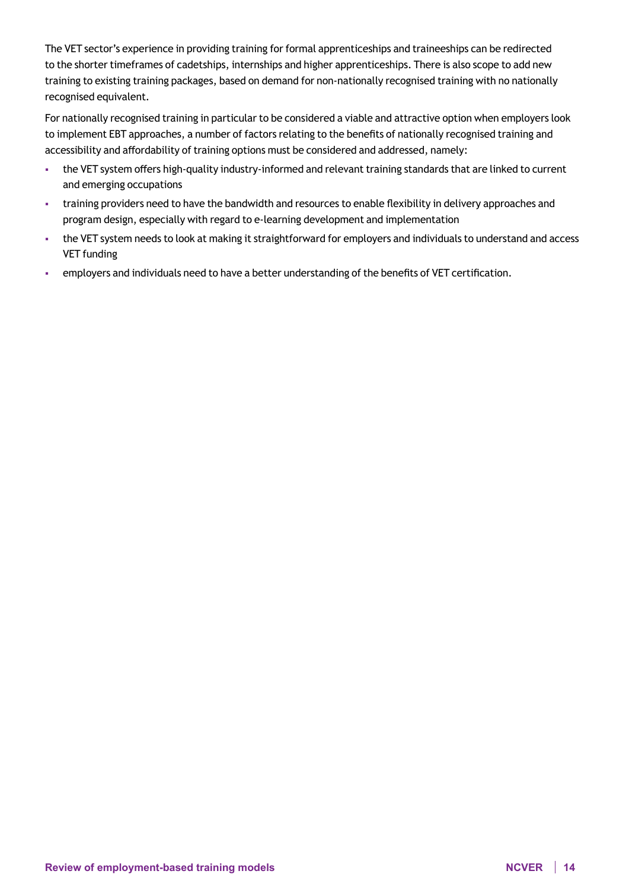The VET sector's experience in providing training for formal apprenticeships and traineeships can be redirected to the shorter timeframes of cadetships, internships and higher apprenticeships. There is also scope to add new training to existing training packages, based on demand for non-nationally recognised training with no nationally recognised equivalent.

For nationally recognised training in particular to be considered a viable and attractive option when employers look to implement EBT approaches, a number of factors relating to the benefits of nationally recognised training and accessibility and affordability of training options must be considered and addressed, namely:

- the VET system offers high-quality industry-informed and relevant training standards that are linked to current and emerging occupations
- training providers need to have the bandwidth and resources to enable flexibility in delivery approaches and program design, especially with regard to e-learning development and implementation
- the VET system needs to look at making it straightforward for employers and individuals to understand and access VET funding
- employers and individuals need to have a better understanding of the benefits of VET certification.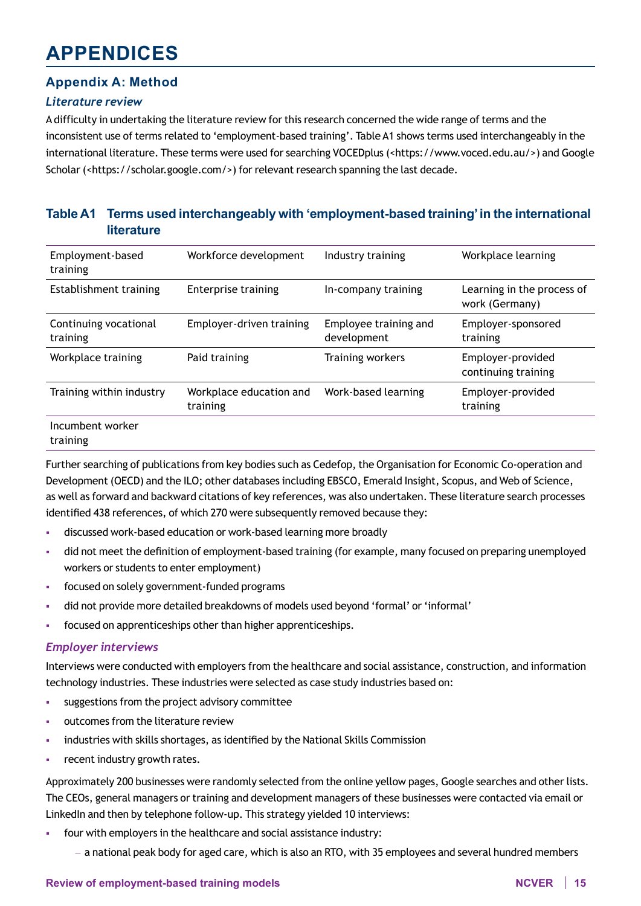# APPENDICES

## Appendix A: Method

### *Literature review*

A difficulty in undertaking the literature review for this research concerned the wide range of terms and the inconsistent use of terms related to 'employment-based training'. Table A1 shows terms used interchangeably in the international literature. These terms were used for searching VOCEDplus (<https://www.voced.edu.au/>) and Google Scholar (<https://scholar.google.com/>) for relevant research spanning the last decade.

**Table A1 Terms used interchangeably with 'employment-based training' in the international literature**

| | | | |
|---|---|---|---|
| Employment-based training | Workforce development | Industry training | Workplace learning |
| Establishment training | Enterprise training | In-company training | Learning in the process of work (Germany) |
| Continuing vocational training | Employer-driven training | Employee training and development | Employer-sponsored training |
| Workplace training | Paid training | Training workers | Employer-provided continuing training |
| Training within industry | Workplace education and training | Work-based learning | Employer-provided training |
| Incumbent worker training | | | |

Further searching of publications from key bodies such as Cedefop, the Organisation for Economic Co-operation and Development (OECD) and the ILO; other databases including EBSCO, Emerald Insight, Scopus, and Web of Science, as well as forward and backward citations of key references, was also undertaken. These literature search processes identified 438 references, of which 270 were subsequently removed because they:

- discussed work-based education or work-based learning more broadly
- did not meet the definition of employment-based training (for example, many focused on preparing unemployed workers or students to enter employment)
- focused on solely government-funded programs
- did not provide more detailed breakdowns of models used beyond 'formal' or 'informal'
- focused on apprenticeships other than higher apprenticeships.

### *Employer interviews*

Interviews were conducted with employers from the healthcare and social assistance, construction, and information technology industries. These industries were selected as case study industries based on:

- suggestions from the project advisory committee
- outcomes from the literature review
- industries with skills shortages, as identified by the National Skills Commission
- recent industry growth rates.

Approximately 200 businesses were randomly selected from the online yellow pages, Google searches and other lists. The CEOs, general managers or training and development managers of these businesses were contacted via email or LinkedIn and then by telephone follow-up. This strategy yielded 10 interviews:

- four with employers in the healthcare and social assistance industry:
  - a national peak body for aged care, which is also an RTO, with 35 employees and several hundred members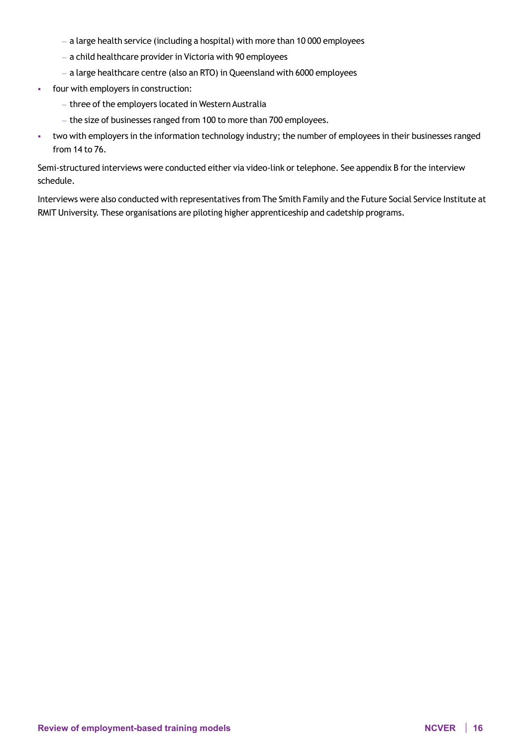- a large health service (including a hospital) with more than 10 000 employees
  - a child healthcare provider in Victoria with 90 employees
  - a large healthcare centre (also an RTO) in Queensland with 6000 employees
- four with employers in construction:
  - three of the employers located in Western Australia
  - the size of businesses ranged from 100 to more than 700 employees.
- two with employers in the information technology industry; the number of employees in their businesses ranged from 14 to 76.

Semi-structured interviews were conducted either via video-link or telephone. See appendix B for the interview schedule.

Interviews were also conducted with representatives from The Smith Family and the Future Social Service Institute at RMIT University. These organisations are piloting higher apprenticeship and cadetship programs.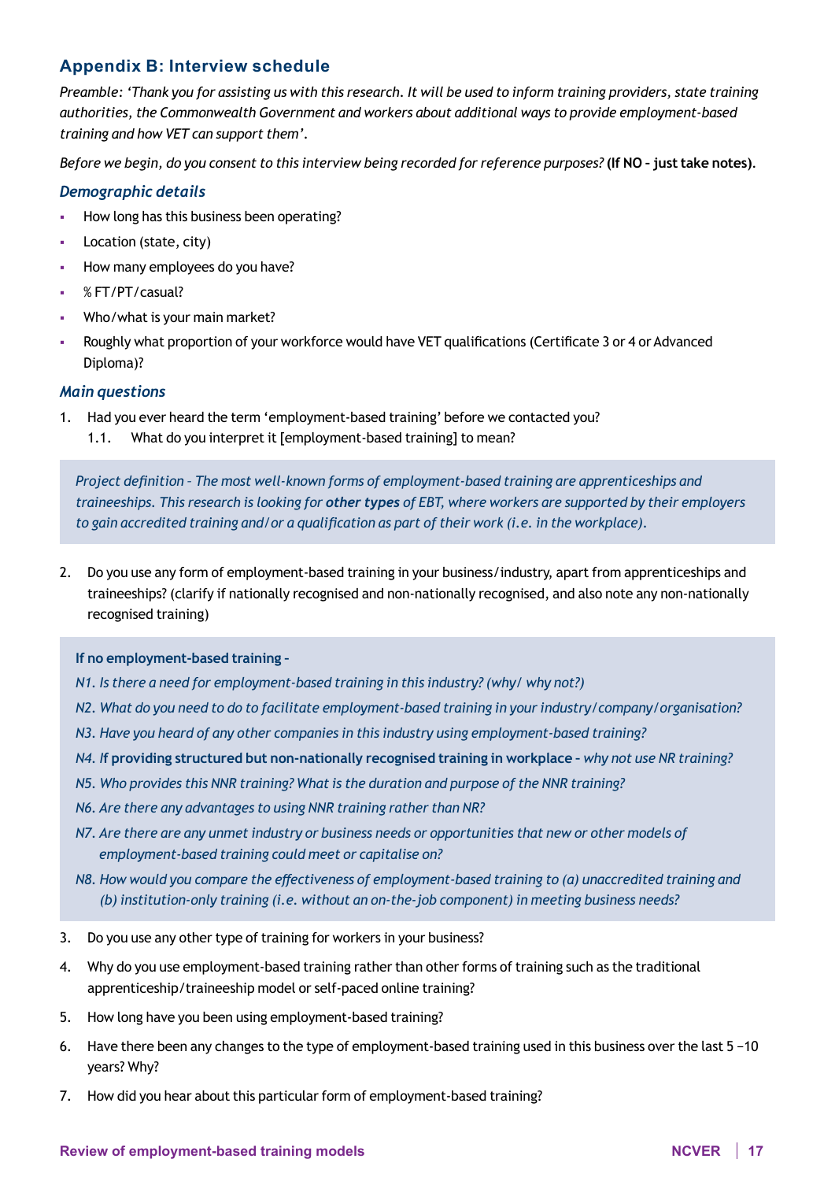## Appendix B: Interview schedule

*Preamble: 'Thank you for assisting us with this research. It will be used to inform training providers, state training authorities, the Commonwealth Government and workers about additional ways to provide employment-based training and how VET can support them'.*

*Before we begin, do you consent to this interview being recorded for reference purposes?* **(If NO – just take notes)**.

### *Demographic details*

- How long has this business been operating?
- Location (state, city)
- How many employees do you have?
- % FT/PT/casual?
- Who/what is your main market?
- Roughly what proportion of your workforce would have VET qualifications (Certificate 3 or 4 or Advanced Diploma)?

### *Main questions*

1. Had you ever heard the term 'employment-based training' before we contacted you?
   1.1. What do you interpret it [employment-based training] to mean?

*Project definition – The most well-known forms of employment-based training are apprenticeships and traineeships. This research is looking for **other types** of EBT, where workers are supported by their employers to gain accredited training and/or a qualification as part of their work (i.e. in the workplace).*

2. Do you use any form of employment-based training in your business/industry, apart from apprenticeships and traineeships? (clarify if nationally recognised and non-nationally recognised, and also note any non-nationally recognised training)

**If no employment-based training –**

*N1. Is there a need for employment-based training in this industry? (why/ why not?)*

*N2. What do you need to do to facilitate employment-based training in your industry/company/organisation?*

*N3. Have you heard of any other companies in this industry using employment-based training?*

*N4. I***f providing structured but non-nationally recognised training in workplace –** *why not use NR training?*

*N5. Who provides this NNR training? What is the duration and purpose of the NNR training?*

*N6. Are there any advantages to using NNR training rather than NR?*

*N7. Are there are any unmet industry or business needs or opportunities that new or other models of employment-based training could meet or capitalise on?*

*N8. How would you compare the effectiveness of employment-based training to (a) unaccredited training and (b) institution-only training (i.e. without an on-the-job component) in meeting business needs?*

3. Do you use any other type of training for workers in your business?
4. Why do you use employment-based training rather than other forms of training such as the traditional apprenticeship/traineeship model or self-paced online training?
5. How long have you been using employment-based training?
6. Have there been any changes to the type of employment-based training used in this business over the last 5 –10 years? Why?
7. How did you hear about this particular form of employment-based training?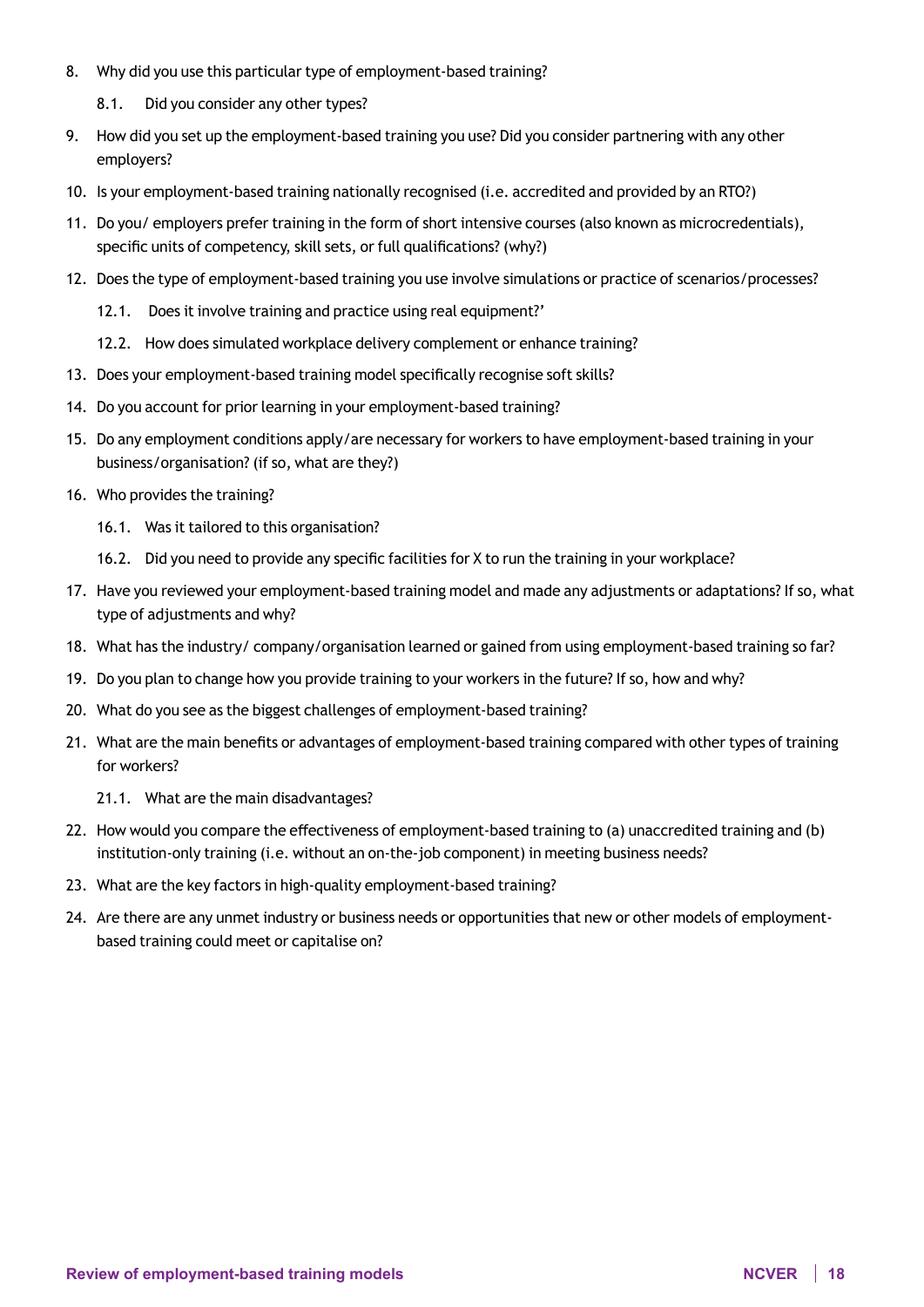8. Why did you use this particular type of employment-based training?
    8.1. Did you consider any other types?
9. How did you set up the employment-based training you use? Did you consider partnering with any other employers?
10. Is your employment-based training nationally recognised (i.e. accredited and provided by an RTO?)
11. Do you/ employers prefer training in the form of short intensive courses (also known as microcredentials), specific units of competency, skill sets, or full qualifications? (why?)
12. Does the type of employment-based training you use involve simulations or practice of scenarios/processes?
    12.1. Does it involve training and practice using real equipment?'
    12.2. How does simulated workplace delivery complement or enhance training?
13. Does your employment-based training model specifically recognise soft skills?
14. Do you account for prior learning in your employment-based training?
15. Do any employment conditions apply/are necessary for workers to have employment-based training in your business/organisation? (if so, what are they?)
16. Who provides the training?
    16.1. Was it tailored to this organisation?
    16.2. Did you need to provide any specific facilities for X to run the training in your workplace?
17. Have you reviewed your employment-based training model and made any adjustments or adaptations? If so, what type of adjustments and why?
18. What has the industry/ company/organisation learned or gained from using employment-based training so far?
19. Do you plan to change how you provide training to your workers in the future? If so, how and why?
20. What do you see as the biggest challenges of employment-based training?
21. What are the main benefits or advantages of employment-based training compared with other types of training for workers?
    21.1. What are the main disadvantages?
22. How would you compare the effectiveness of employment-based training to (a) unaccredited training and (b) institution-only training (i.e. without an on-the-job component) in meeting business needs?
23. What are the key factors in high-quality employment-based training?
24. Are there are any unmet industry or business needs or opportunities that new or other models of employment-based training could meet or capitalise on?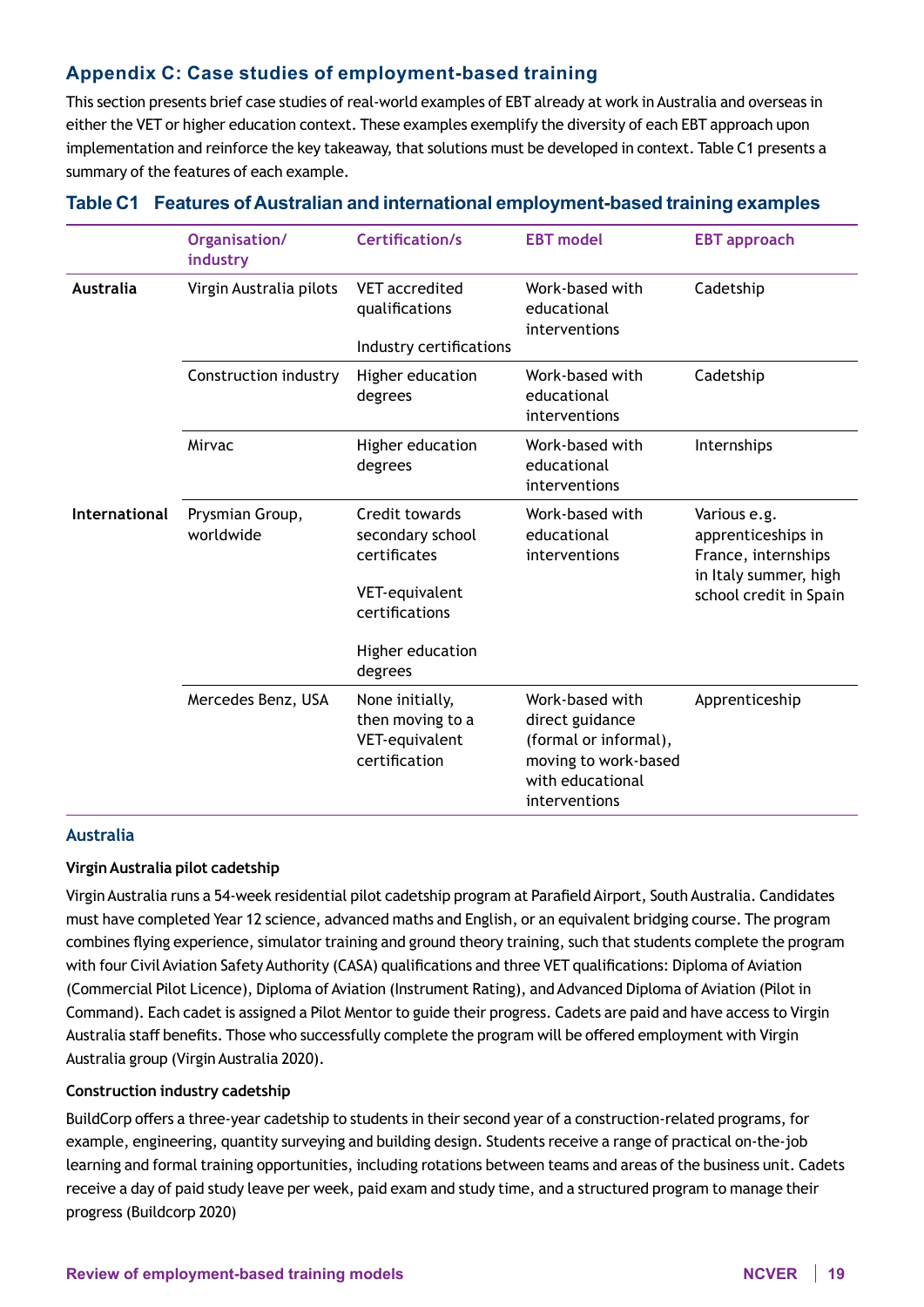## Appendix C: Case studies of employment-based training

This section presents brief case studies of real-world examples of EBT already at work in Australia and overseas in either the VET or higher education context. These examples exemplify the diversity of each EBT approach upon implementation and reinforce the key takeaway, that solutions must be developed in context. Table C1 presents a summary of the features of each example.

**Table C1 Features of Australian and international employment-based training examples**

| | Organisation/ industry | Certification/s | EBT model | EBT approach |
|---|---|---|---|---|
| **Australia** | Virgin Australia pilots | VET accredited qualifications<br><br>Industry certifications | Work-based with educational interventions | Cadetship |
| | Construction industry | Higher education degrees | Work-based with educational interventions | Cadetship |
| | Mirvac | Higher education degrees | Work-based with educational interventions | Internships |
| **International** | Prysmian Group, worldwide | Credit towards secondary school certificates<br><br>VET-equivalent certifications<br><br>Higher education degrees | Work-based with educational interventions | Various e.g. apprenticeships in France, internships in Italy summer, high school credit in Spain |
| | Mercedes Benz, USA | None initially, then moving to a VET-equivalent certification | Work-based with direct guidance (formal or informal), moving to work-based with educational interventions | Apprenticeship |

### Australia

#### Virgin Australia pilot cadetship

Virgin Australia runs a 54-week residential pilot cadetship program at Parafield Airport, South Australia. Candidates must have completed Year 12 science, advanced maths and English, or an equivalent bridging course. The program combines flying experience, simulator training and ground theory training, such that students complete the program with four Civil Aviation Safety Authority (CASA) qualifications and three VET qualifications: Diploma of Aviation (Commercial Pilot Licence), Diploma of Aviation (Instrument Rating), and Advanced Diploma of Aviation (Pilot in Command). Each cadet is assigned a Pilot Mentor to guide their progress. Cadets are paid and have access to Virgin Australia staff benefits. Those who successfully complete the program will be offered employment with Virgin Australia group (Virgin Australia 2020).

#### Construction industry cadetship

BuildCorp offers a three-year cadetship to students in their second year of a construction-related programs, for example, engineering, quantity surveying and building design. Students receive a range of practical on-the-job learning and formal training opportunities, including rotations between teams and areas of the business unit. Cadets receive a day of paid study leave per week, paid exam and study time, and a structured program to manage their progress (Buildcorp 2020)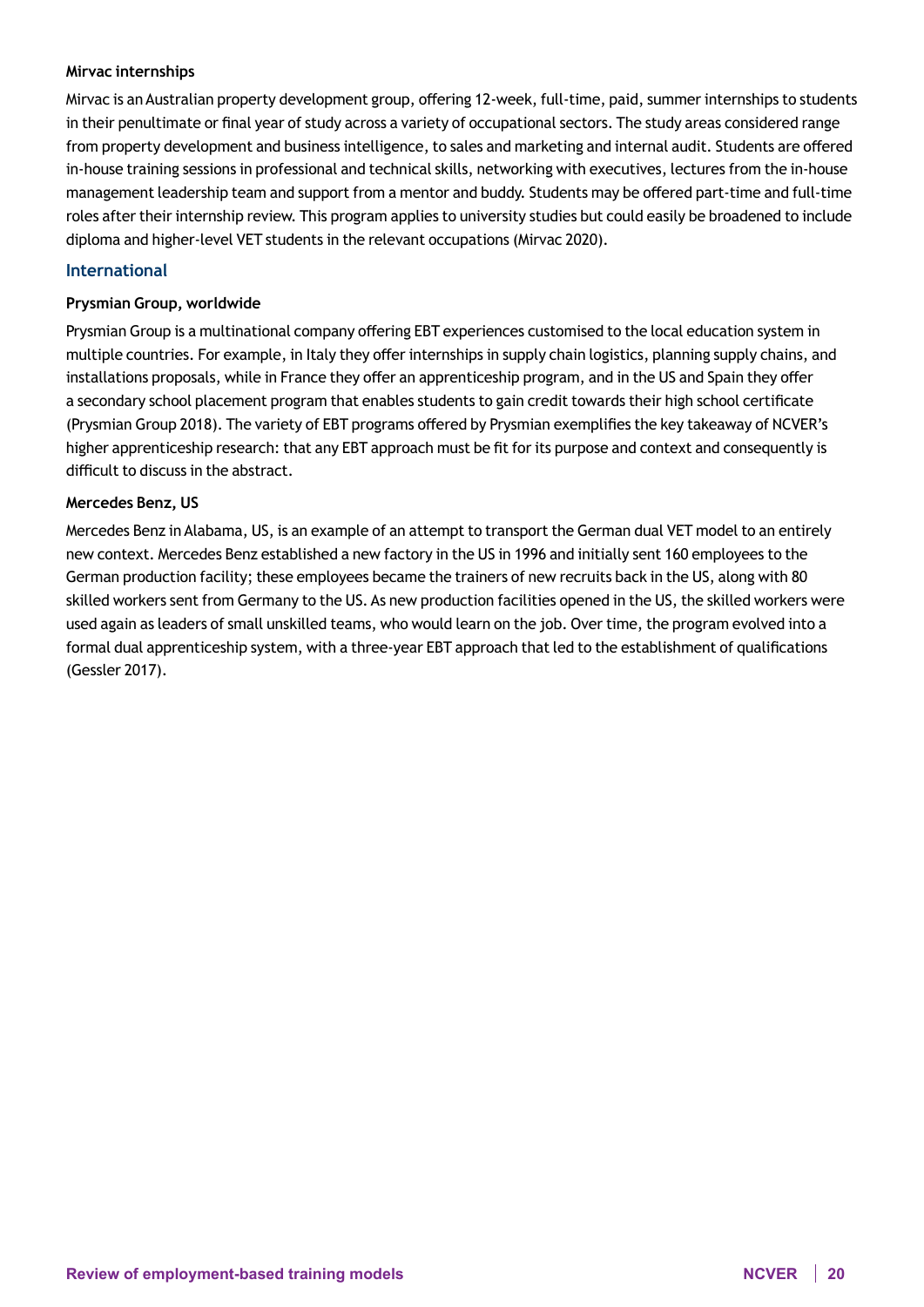#### Mirvac internships

Mirvac is an Australian property development group, offering 12-week, full-time, paid, summer internships to students in their penultimate or final year of study across a variety of occupational sectors. The study areas considered range from property development and business intelligence, to sales and marketing and internal audit. Students are offered in-house training sessions in professional and technical skills, networking with executives, lectures from the in-house management leadership team and support from a mentor and buddy. Students may be offered part-time and full-time roles after their internship review. This program applies to university studies but could easily be broadened to include diploma and higher-level VET students in the relevant occupations (Mirvac 2020).

### International

#### Prysmian Group, worldwide

Prysmian Group is a multinational company offering EBT experiences customised to the local education system in multiple countries. For example, in Italy they offer internships in supply chain logistics, planning supply chains, and installations proposals, while in France they offer an apprenticeship program, and in the US and Spain they offer a secondary school placement program that enables students to gain credit towards their high school certificate (Prysmian Group 2018). The variety of EBT programs offered by Prysmian exemplifies the key takeaway of NCVER's higher apprenticeship research: that any EBT approach must be fit for its purpose and context and consequently is difficult to discuss in the abstract.

#### Mercedes Benz, US

Mercedes Benz in Alabama, US, is an example of an attempt to transport the German dual VET model to an entirely new context. Mercedes Benz established a new factory in the US in 1996 and initially sent 160 employees to the German production facility; these employees became the trainers of new recruits back in the US, along with 80 skilled workers sent from Germany to the US. As new production facilities opened in the US, the skilled workers were used again as leaders of small unskilled teams, who would learn on the job. Over time, the program evolved into a formal dual apprenticeship system, with a three-year EBT approach that led to the establishment of qualifications (Gessler 2017).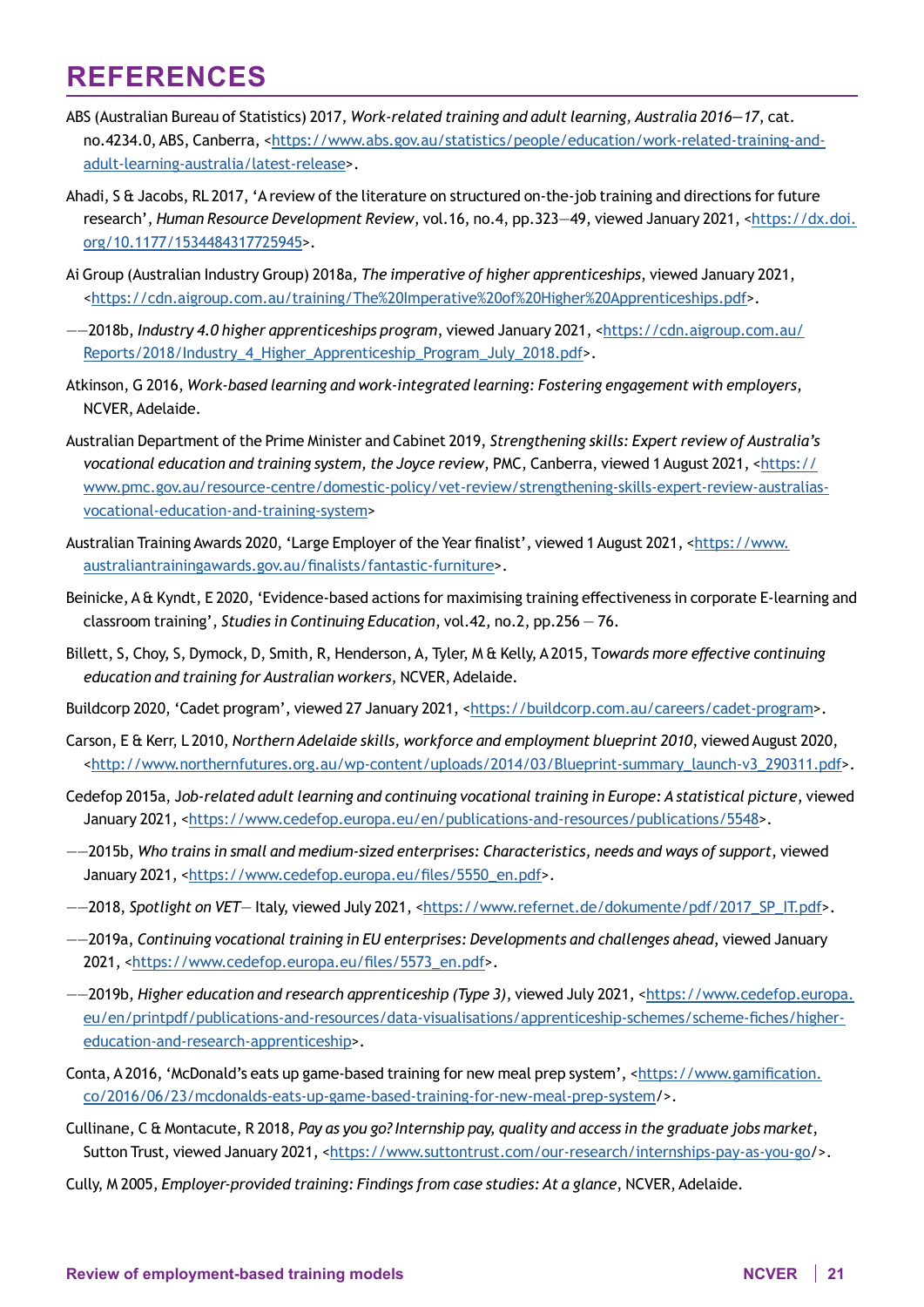# REFERENCES

ABS (Australian Bureau of Statistics) 2017, *Work-related training and adult learning, Australia 2016—17*, cat. no.4234.0, ABS, Canberra, <https://www.abs.gov.au/statistics/people/education/work-related-training-and-adult-learning-australia/latest-release>.

Ahadi, S & Jacobs, RL 2017, 'A review of the literature on structured on-the-job training and directions for future research', *Human Resource Development Review*, vol.16, no.4, pp.323—49, viewed January 2021, <https://dx.doi.org/10.1177/1534484317725945>.

Ai Group (Australian Industry Group) 2018a, *The imperative of higher apprenticeships*, viewed January 2021, <https://cdn.aigroup.com.au/training/The%20Imperative%20of%20Higher%20Apprenticeships.pdf>.

——2018b, *Industry 4.0 higher apprenticeships program*, viewed January 2021, <https://cdn.aigroup.com.au/Reports/2018/Industry_4_Higher_Apprenticeship_Program_July_2018.pdf>.

Atkinson, G 2016, *Work-based learning and work-integrated learning: Fostering engagement with employers*, NCVER, Adelaide.

Australian Department of the Prime Minister and Cabinet 2019, *Strengthening skills: Expert review of Australia's vocational education and training system, the Joyce review*, PMC, Canberra, viewed 1 August 2021, <https://www.pmc.gov.au/resource-centre/domestic-policy/vet-review/strengthening-skills-expert-review-australias-vocational-education-and-training-system>

Australian Training Awards 2020, 'Large Employer of the Year finalist', viewed 1 August 2021, <https://www.australiantrainingawards.gov.au/finalists/fantastic-furniture>.

Beinicke, A & Kyndt, E 2020, 'Evidence-based actions for maximising training effectiveness in corporate E-learning and classroom training', *Studies in Continuing Education*, vol.42, no.2, pp.256 — 76.

Billett, S, Choy, S, Dymock, D, Smith, R, Henderson, A, Tyler, M & Kelly, A 2015, T*owards more effective continuing education and training for Australian workers*, NCVER, Adelaide.

Buildcorp 2020, 'Cadet program', viewed 27 January 2021, <https://buildcorp.com.au/careers/cadet-program>.

Carson, E & Kerr, L 2010, *Northern Adelaide skills, workforce and employment blueprint 2010*, viewed August 2020, <http://www.northernfutures.org.au/wp-content/uploads/2014/03/Blueprint-summary_launch-v3_290311.pdf>.

Cedefop 2015a, *Job-related adult learning and continuing vocational training in Europe: A statistical picture*, viewed January 2021, <https://www.cedefop.europa.eu/en/publications-and-resources/publications/5548>.

——2015b, *Who trains in small and medium-sized enterprises: Characteristics, needs and ways of support*, viewed January 2021, <https://www.cedefop.europa.eu/files/5550_en.pdf>.

——2018, *Spotlight on VET*— Italy, viewed July 2021, <https://www.refernet.de/dokumente/pdf/2017_SP_IT.pdf>.

——2019a, *Continuing vocational training in EU enterprises: Developments and challenges ahead*, viewed January 2021, <https://www.cedefop.europa.eu/files/5573_en.pdf>.

——2019b, *Higher education and research apprenticeship (Type 3)*, viewed July 2021, <https://www.cedefop.europa.eu/en/printpdf/publications-and-resources/data-visualisations/apprenticeship-schemes/scheme-fiches/higher-education-and-research-apprenticeship>.

Conta, A 2016, 'McDonald's eats up game-based training for new meal prep system', <https://www.gamification.co/2016/06/23/mcdonalds-eats-up-game-based-training-for-new-meal-prep-system/>.

Cullinane, C & Montacute, R 2018, *Pay as you go? Internship pay, quality and access in the graduate jobs market*, Sutton Trust, viewed January 2021, <https://www.suttontrust.com/our-research/internships-pay-as-you-go/>.

Cully, M 2005, *Employer-provided training: Findings from case studies: At a glance*, NCVER, Adelaide.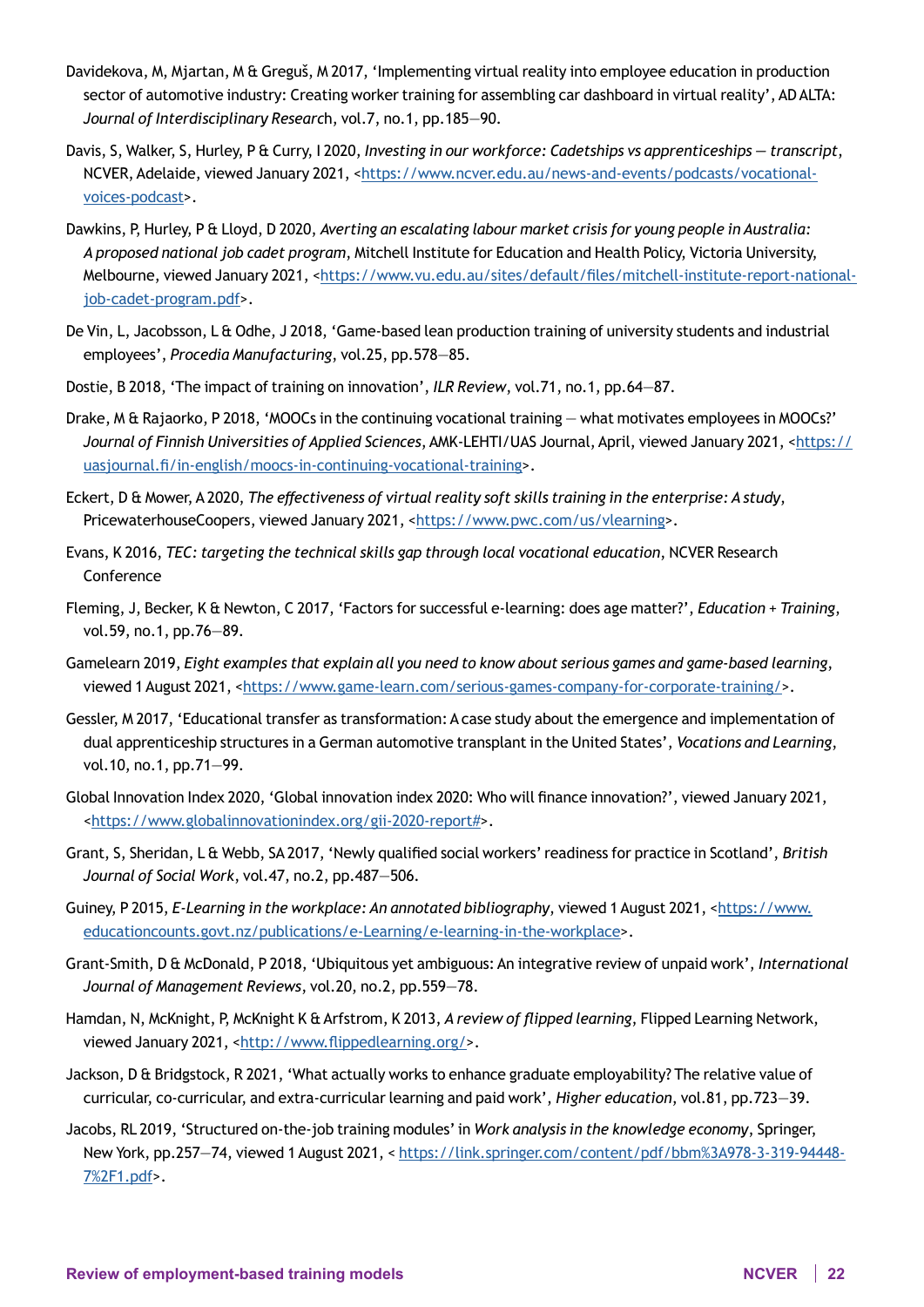Davidekova, M, Mjartan, M & Greguš, M 2017, 'Implementing virtual reality into employee education in production sector of automotive industry: Creating worker training for assembling car dashboard in virtual reality', AD ALTA: *Journal of Interdisciplinary Research*, vol.7, no.1, pp.185–90.

Davis, S, Walker, S, Hurley, P & Curry, I 2020, *Investing in our workforce: Cadetships vs apprenticeships — transcript*, NCVER, Adelaide, viewed January 2021, <https://www.ncver.edu.au/news-and-events/podcasts/vocational-voices-podcast>.

Dawkins, P, Hurley, P & Lloyd, D 2020, *Averting an escalating labour market crisis for young people in Australia: A proposed national job cadet program*, Mitchell Institute for Education and Health Policy, Victoria University, Melbourne, viewed January 2021, <https://www.vu.edu.au/sites/default/files/mitchell-institute-report-national-job-cadet-program.pdf>.

De Vin, L, Jacobsson, L & Odhe, J 2018, 'Game-based lean production training of university students and industrial employees', *Procedia Manufacturing*, vol.25, pp.578–85.

Dostie, B 2018, 'The impact of training on innovation', *ILR Review*, vol.71, no.1, pp.64–87.

Drake, M & Rajaorko, P 2018, 'MOOCs in the continuing vocational training — what motivates employees in MOOCs?' *Journal of Finnish Universities of Applied Sciences*, AMK-LEHTI/UAS Journal, April, viewed January 2021, <https://uasjournal.fi/in-english/moocs-in-continuing-vocational-training>.

Eckert, D & Mower, A 2020, *The effectiveness of virtual reality soft skills training in the enterprise: A study*, PricewaterhouseCoopers, viewed January 2021, <https://www.pwc.com/us/vlearning>.

Evans, K 2016, *TEC: targeting the technical skills gap through local vocational education*, NCVER Research Conference

Fleming, J, Becker, K & Newton, C 2017, 'Factors for successful e-learning: does age matter?', *Education + Training*, vol.59, no.1, pp.76–89.

Gamelearn 2019, *Eight examples that explain all you need to know about serious games and game-based learning*, viewed 1 August 2021, <https://www.game-learn.com/serious-games-company-for-corporate-training/>.

Gessler, M 2017, 'Educational transfer as transformation: A case study about the emergence and implementation of dual apprenticeship structures in a German automotive transplant in the United States', *Vocations and Learning*, vol.10, no.1, pp.71–99.

Global Innovation Index 2020, 'Global innovation index 2020: Who will finance innovation?', viewed January 2021, <https://www.globalinnovationindex.org/gii-2020-report#>.

Grant, S, Sheridan, L & Webb, SA 2017, 'Newly qualified social workers' readiness for practice in Scotland', *British Journal of Social Work*, vol.47, no.2, pp.487–506.

Guiney, P 2015, *E-Learning in the workplace: An annotated bibliography*, viewed 1 August 2021, <https://www.educationcounts.govt.nz/publications/e-Learning/e-learning-in-the-workplace>.

Grant-Smith, D & McDonald, P 2018, 'Ubiquitous yet ambiguous: An integrative review of unpaid work', *International Journal of Management Reviews*, vol.20, no.2, pp.559–78.

Hamdan, N, McKnight, P, McKnight K & Arfstrom, K 2013, *A review of flipped learning*, Flipped Learning Network, viewed January 2021, <http://www.flippedlearning.org/>.

Jackson, D & Bridgstock, R 2021, 'What actually works to enhance graduate employability? The relative value of curricular, co-curricular, and extra-curricular learning and paid work', *Higher education*, vol.81, pp.723–39.

Jacobs, RL 2019, 'Structured on-the-job training modules' in *Work analysis in the knowledge economy*, Springer, New York, pp.257–74, viewed 1 August 2021, < https://link.springer.com/content/pdf/bbm%3A978-3-319-94448-7%2F1.pdf>.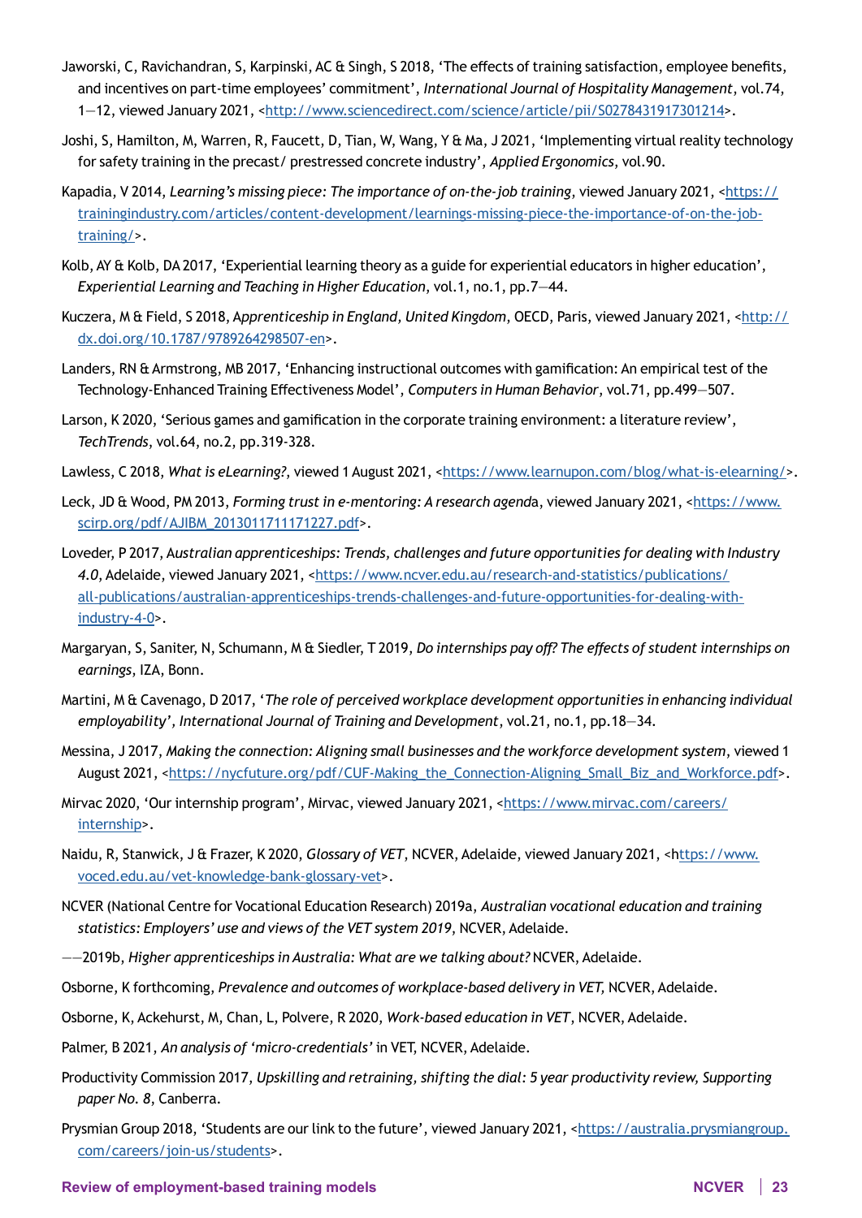Jaworski, C, Ravichandran, S, Karpinski, AC & Singh, S 2018, 'The effects of training satisfaction, employee benefits, and incentives on part-time employees' commitment', *International Journal of Hospitality Management*, vol.74, 1—12, viewed January 2021, <http://www.sciencedirect.com/science/article/pii/S0278431917301214>.

Joshi, S, Hamilton, M, Warren, R, Faucett, D, Tian, W, Wang, Y & Ma, J 2021, 'Implementing virtual reality technology for safety training in the precast/ prestressed concrete industry', *Applied Ergonomics*, vol.90.

Kapadia, V 2014, *Learning's missing piece: The importance of on-the-job training*, viewed January 2021, <https://trainingindustry.com/articles/content-development/learnings-missing-piece-the-importance-of-on-the-job-training/>.

Kolb, AY & Kolb, DA 2017, 'Experiential learning theory as a guide for experiential educators in higher education', *Experiential Learning and Teaching in Higher Education*, vol.1, no.1, pp.7—44.

Kuczera, M & Field, S 2018, *Apprenticeship in England, United Kingdom*, OECD, Paris, viewed January 2021, <http://dx.doi.org/10.1787/9789264298507-en>.

Landers, RN & Armstrong, MB 2017, 'Enhancing instructional outcomes with gamification: An empirical test of the Technology-Enhanced Training Effectiveness Model', *Computers in Human Behavior*, vol.71, pp.499—507.

Larson, K 2020, 'Serious games and gamification in the corporate training environment: a literature review', *TechTrends*, vol.64, no.2, pp.319-328.

Lawless, C 2018, *What is eLearning?*, viewed 1 August 2021, <https://www.learnupon.com/blog/what-is-elearning/>.

Leck, JD & Wood, PM 2013, *Forming trust in e-mentoring: A research agenda*, viewed January 2021, <https://www.scirp.org/pdf/AJIBM_2013011711171227.pdf>.

Loveder, P 2017, *Australian apprenticeships: Trends, challenges and future opportunities for dealing with Industry 4.0*, Adelaide, viewed January 2021, <https://www.ncver.edu.au/research-and-statistics/publications/all-publications/australian-apprenticeships-trends-challenges-and-future-opportunities-for-dealing-with-industry-4-0>.

Margaryan, S, Saniter, N, Schumann, M & Siedler, T 2019, *Do internships pay off? The effects of student internships on earnings*, IZA, Bonn.

Martini, M & Cavenago, D 2017, '*The role of perceived workplace development opportunities in enhancing individual employability*', *International Journal of Training and Development*, vol.21, no.1, pp.18—34.

Messina, J 2017, *Making the connection: Aligning small businesses and the workforce development system*, viewed 1 August 2021, <https://nycfuture.org/pdf/CUF-Making_the_Connection-Aligning_Small_Biz_and_Workforce.pdf>.

Mirvac 2020, 'Our internship program', Mirvac, viewed January 2021, <https://www.mirvac.com/careers/internship>.

Naidu, R, Stanwick, J & Frazer, K 2020, *Glossary of VET*, NCVER, Adelaide, viewed January 2021, <https://www.voced.edu.au/vet-knowledge-bank-glossary-vet>.

NCVER (National Centre for Vocational Education Research) 2019a, *Australian vocational education and training statistics: Employers' use and views of the VET system 2019*, NCVER, Adelaide.

——2019b, *Higher apprenticeships in Australia: What are we talking about?* NCVER, Adelaide.

Osborne, K forthcoming, *Prevalence and outcomes of workplace-based delivery in VET*, NCVER, Adelaide.

Osborne, K, Ackehurst, M, Chan, L, Polvere, R 2020, *Work-based education in VET*, NCVER, Adelaide.

Palmer, B 2021, *An analysis of 'micro-credentials'* in VET, NCVER, Adelaide.

Productivity Commission 2017, *Upskilling and retraining, shifting the dial: 5 year productivity review, Supporting paper No. 8*, Canberra.

Prysmian Group 2018, 'Students are our link to the future', viewed January 2021, <https://australia.prysmiangroup.com/careers/join-us/students>.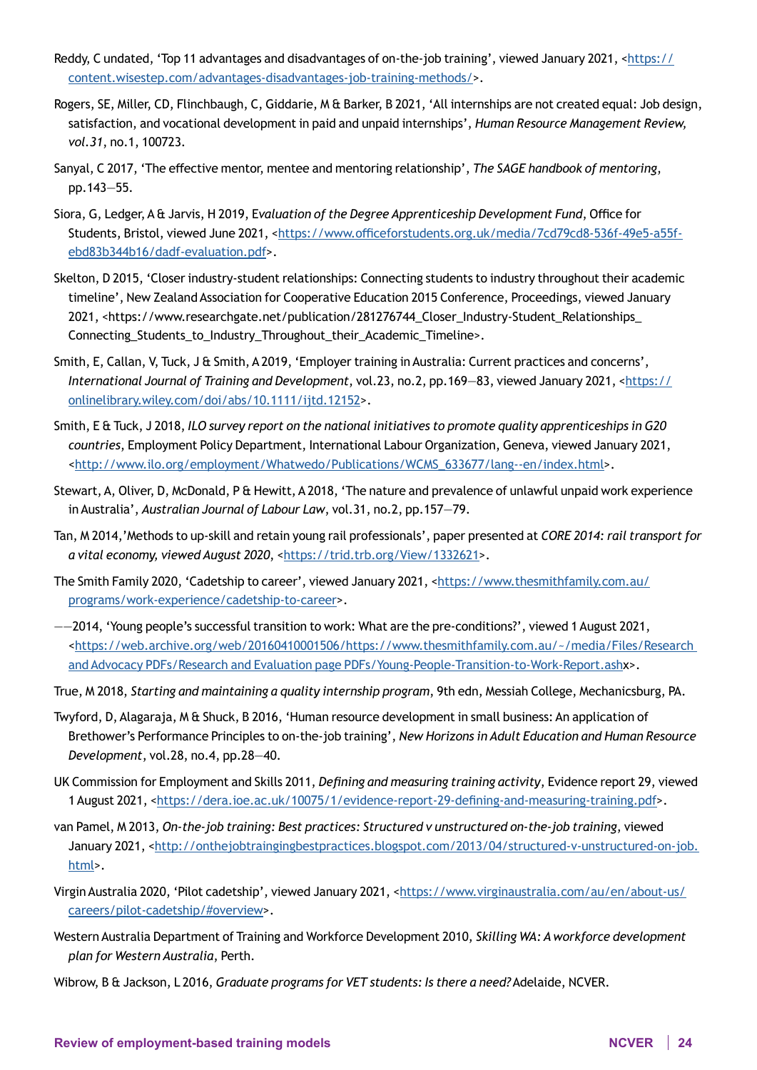Reddy, C undated, 'Top 11 advantages and disadvantages of on-the-job training', viewed January 2021, <https://content.wisestep.com/advantages-disadvantages-job-training-methods/>.

Rogers, SE, Miller, CD, Flinchbaugh, C, Giddarie, M & Barker, B 2021, 'All internships are not created equal: Job design, satisfaction, and vocational development in paid and unpaid internships', *Human Resource Management Review, vol.31*, no.1, 100723.

Sanyal, C 2017, 'The effective mentor, mentee and mentoring relationship', *The SAGE handbook of mentoring*, pp.143–55.

Siora, G, Ledger, A & Jarvis, H 2019, *Evaluation of the Degree Apprenticeship Development Fund*, Office for Students, Bristol, viewed June 2021, <https://www.officeforstudents.org.uk/media/7cd79cd8-536f-49e5-a55f-ebd83b344b16/dadf-evaluation.pdf>.

Skelton, D 2015, 'Closer industry-student relationships: Connecting students to industry throughout their academic timeline', New Zealand Association for Cooperative Education 2015 Conference, Proceedings, viewed January 2021, <https://www.researchgate.net/publication/281276744_Closer_Industry-Student_Relationships_Connecting_Students_to_Industry_Throughout_their_Academic_Timeline>.

Smith, E, Callan, V, Tuck, J & Smith, A 2019, 'Employer training in Australia: Current practices and concerns', *International Journal of Training and Development*, vol.23, no.2, pp.169–83, viewed January 2021, <https://onlinelibrary.wiley.com/doi/abs/10.1111/ijtd.12152>.

Smith, E & Tuck, J 2018, *ILO survey report on the national initiatives to promote quality apprenticeships in G20 countries*, Employment Policy Department, International Labour Organization, Geneva, viewed January 2021, <http://www.ilo.org/employment/Whatwedo/Publications/WCMS_633677/lang--en/index.html>.

Stewart, A, Oliver, D, McDonald, P & Hewitt, A 2018, 'The nature and prevalence of unlawful unpaid work experience in Australia', *Australian Journal of Labour Law*, vol.31, no.2, pp.157–79.

Tan, M 2014,'Methods to up-skill and retain young rail professionals', paper presented at *CORE 2014: rail transport for a vital economy, viewed August 2020*, <https://trid.trb.org/View/1332621>.

The Smith Family 2020, 'Cadetship to career', viewed January 2021, <https://www.thesmithfamily.com.au/programs/work-experience/cadetship-to-career>.

——2014, 'Young people's successful transition to work: What are the pre-conditions?', viewed 1 August 2021, <https://web.archive.org/web/20160410001506/https://www.thesmithfamily.com.au/~/media/Files/Research and Advocacy PDFs/Research and Evaluation page PDFs/Young-People-Transition-to-Work-Report.ashx>.

True, M 2018, *Starting and maintaining a quality internship program*, 9th edn, Messiah College, Mechanicsburg, PA.

Twyford, D, Alagaraja, M & Shuck, B 2016, 'Human resource development in small business: An application of Brethower's Performance Principles to on-the-job training', *New Horizons in Adult Education and Human Resource Development*, vol.28, no.4, pp.28–40.

UK Commission for Employment and Skills 2011, *Defining and measuring training activity*, Evidence report 29, viewed 1 August 2021, <https://dera.ioe.ac.uk/10075/1/evidence-report-29-defining-and-measuring-training.pdf>.

van Pamel, M 2013, *On-the-job training: Best practices: Structured v unstructured on-the-job training*, viewed January 2021, <http://onthejobtraingingbestpractices.blogspot.com/2013/04/structured-v-unstructured-on-job.html>.

Virgin Australia 2020, 'Pilot cadetship', viewed January 2021, <https://www.virginaustralia.com/au/en/about-us/careers/pilot-cadetship/#overview>.

Western Australia Department of Training and Workforce Development 2010, *Skilling WA: A workforce development plan for Western Australia*, Perth.

Wibrow, B & Jackson, L 2016, *Graduate programs for VET students: Is there a need?* Adelaide, NCVER.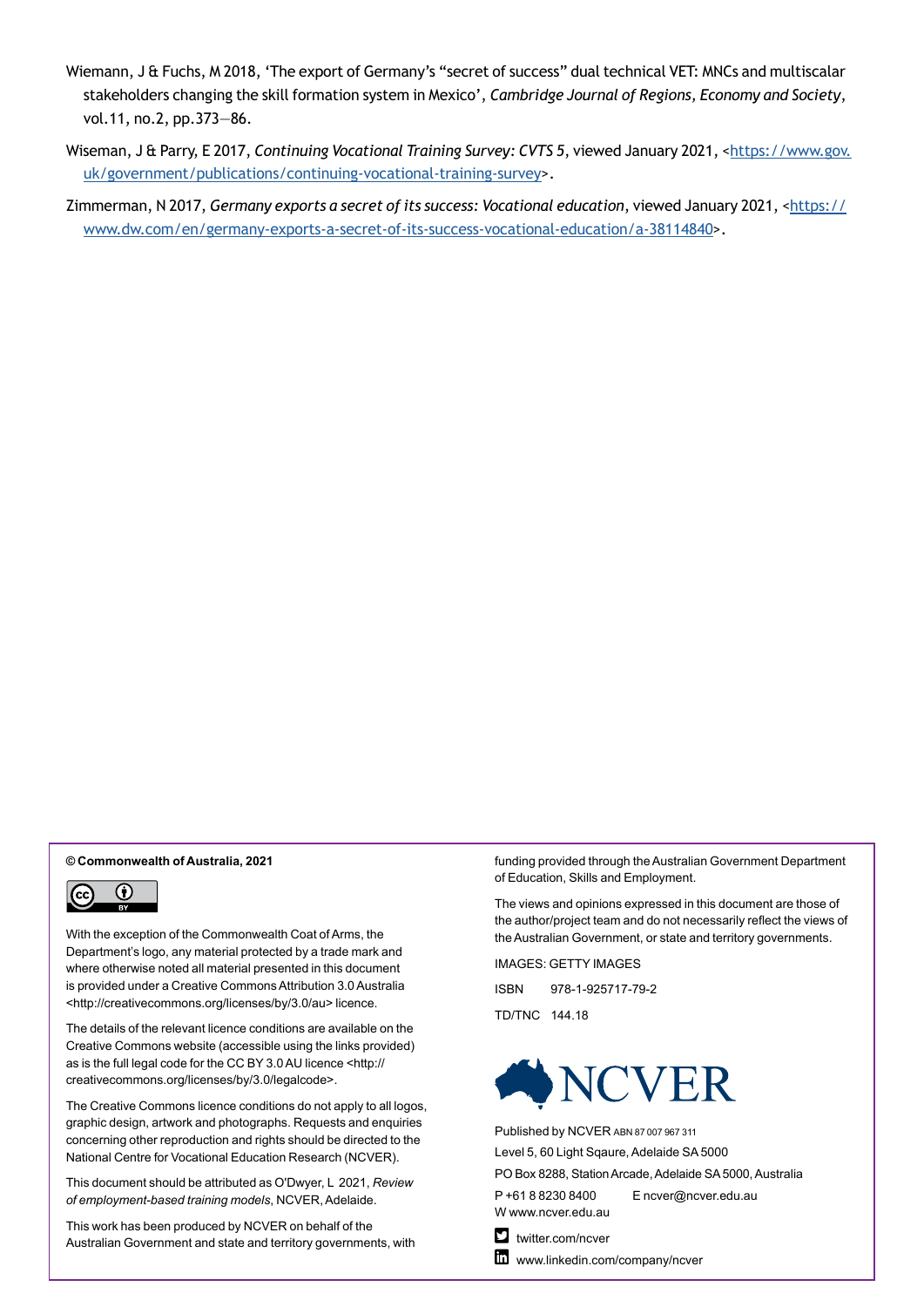Wiemann, J & Fuchs, M 2018, 'The export of Germany's "secret of success" dual technical VET: MNCs and multiscalar stakeholders changing the skill formation system in Mexico', *Cambridge Journal of Regions, Economy and Society*, vol.11, no.2, pp.373–86.

Wiseman, J & Parry, E 2017, *Continuing Vocational Training Survey: CVTS 5*, viewed January 2021, <https://www.gov.uk/government/publications/continuing-vocational-training-survey>.

Zimmerman, N 2017, *Germany exports a secret of its success: Vocational education*, viewed January 2021, <https://www.dw.com/en/germany-exports-a-secret-of-its-success-vocational-education/a-38114840>.

**© Commonwealth of Australia, 2021**

With the exception of the Commonwealth Coat of Arms, the Department's logo, any material protected by a trade mark and where otherwise noted all material presented in this document is provided under a Creative Commons Attribution 3.0 Australia <http://creativecommons.org/licenses/by/3.0/au> licence.

The details of the relevant licence conditions are available on the Creative Commons website (accessible using the links provided) as is the full legal code for the CC BY 3.0 AU licence <http://creativecommons.org/licenses/by/3.0/legalcode>.

The Creative Commons licence conditions do not apply to all logos, graphic design, artwork and photographs. Requests and enquiries concerning other reproduction and rights should be directed to the National Centre for Vocational Education Research (NCVER).

This document should be attributed as O'Dwyer, L 2021, *Review of employment-based training models*, NCVER, Adelaide.

This work has been produced by NCVER on behalf of the Australian Government and state and territory governments, with funding provided through the Australian Government Department of Education, Skills and Employment.

The views and opinions expressed in this document are those of the author/project team and do not necessarily reflect the views of the Australian Government, or state and territory governments.

IMAGES: GETTY IMAGES

ISBN 978-1-925717-79-2

TD/TNC 144.18

NCVER

Published by NCVER ABN 87 007 967 311

Level 5, 60 Light Sqaure, Adelaide SA 5000

PO Box 8288, Station Arcade, Adelaide SA 5000, Australia

P +61 8 8230 8400 E ncver@ncver.edu.au

W www.ncver.edu.au

twitter.com/ncver

www.linkedin.com/company/ncver